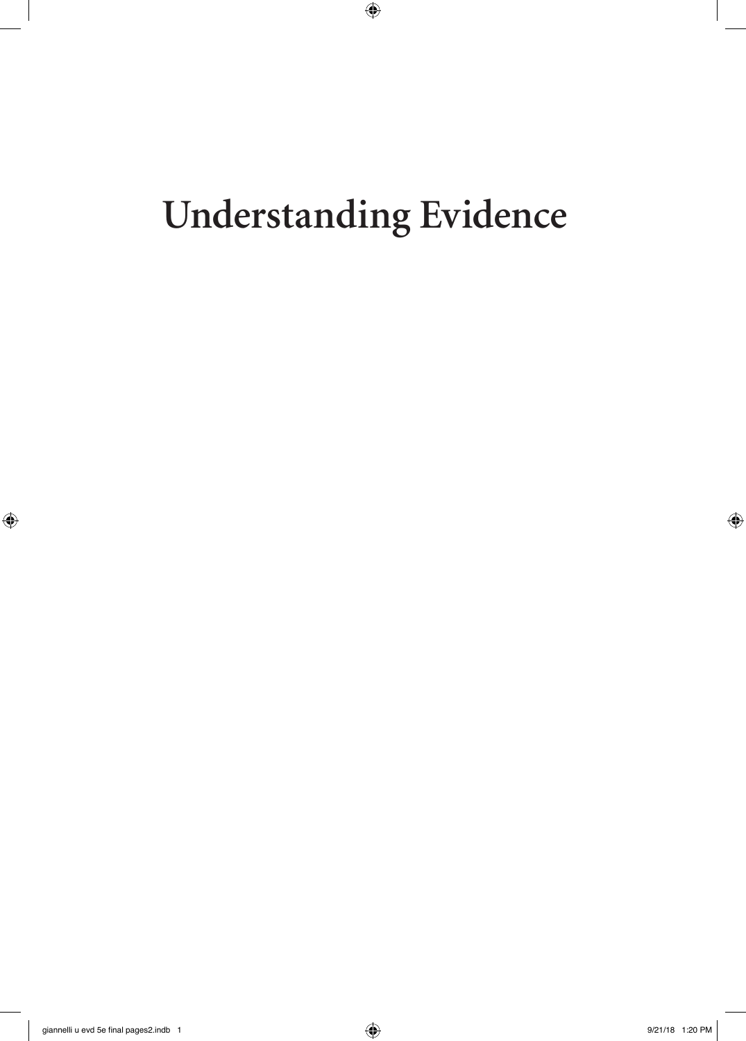# Understanding Evidence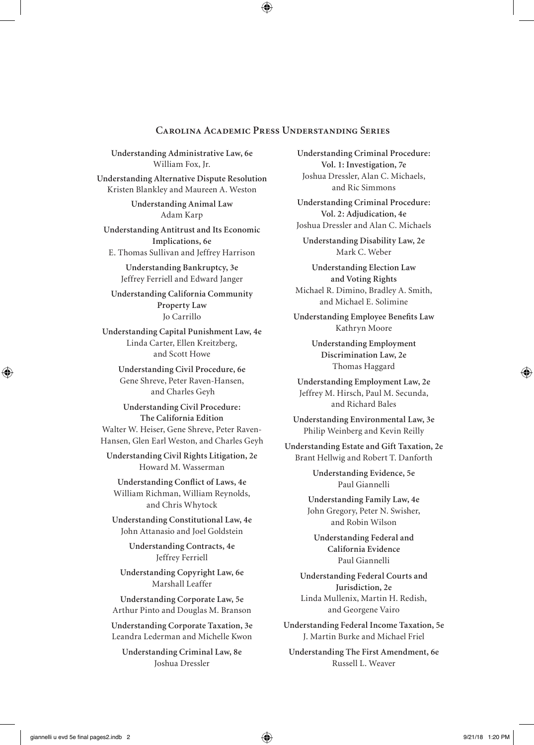## Carolina Academic Press Understanding Series

**Understanding Administrative Law, 6e**
William Fox, Jr.

**Understanding Alternative Dispute Resolution**
Kristen Blankley and Maureen A. Weston

**Understanding Animal Law**
Adam Karp

**Understanding Antitrust and Its Economic Implications, 6e**
E. Thomas Sullivan and Jeffrey Harrison

**Understanding Bankruptcy, 3e**
Jeffrey Ferriell and Edward Janger

**Understanding California Community Property Law**
Jo Carrillo

**Understanding Capital Punishment Law, 4e**
Linda Carter, Ellen Kreitzberg, and Scott Howe

**Understanding Civil Procedure, 6e**
Gene Shreve, Peter Raven-Hansen, and Charles Geyh

**Understanding Civil Procedure: The California Edition**
Walter W. Heiser, Gene Shreve, Peter Raven-Hansen, Glen Earl Weston, and Charles Geyh

**Understanding Civil Rights Litigation, 2e**
Howard M. Wasserman

**Understanding Conflict of Laws, 4e**
William Richman, William Reynolds, and Chris Whytock

**Understanding Constitutional Law, 4e**
John Attanasio and Joel Goldstein

**Understanding Contracts, 4e**
Jeffrey Ferriell

**Understanding Copyright Law, 6e**
Marshall Leaffer

**Understanding Corporate Law, 5e**
Arthur Pinto and Douglas M. Branson

**Understanding Corporate Taxation, 3e**
Leandra Lederman and Michelle Kwon

**Understanding Criminal Law, 8e**
Joshua Dressler

**Understanding Criminal Procedure: Vol. 1: Investigation, 7e**
Joshua Dressler, Alan C. Michaels, and Ric Simmons

**Understanding Criminal Procedure: Vol. 2: Adjudication, 4e**
Joshua Dressler and Alan C. Michaels

**Understanding Disability Law, 2e**
Mark C. Weber

**Understanding Election Law and Voting Rights**
Michael R. Dimino, Bradley A. Smith, and Michael E. Solimine

**Understanding Employee Benefits Law**
Kathryn Moore

**Understanding Employment Discrimination Law, 2e**
Thomas Haggard

**Understanding Employment Law, 2e**
Jeffrey M. Hirsch, Paul M. Secunda, and Richard Bales

**Understanding Environmental Law, 3e**
Philip Weinberg and Kevin Reilly

**Understanding Estate and Gift Taxation, 2e**
Brant Hellwig and Robert T. Danforth

**Understanding Evidence, 5e**
Paul Giannelli

**Understanding Family Law, 4e**
John Gregory, Peter N. Swisher, and Robin Wilson

**Understanding Federal and California Evidence**
Paul Giannelli

**Understanding Federal Courts and Jurisdiction, 2e**
Linda Mullenix, Martin H. Redish, and Georgene Vairo

**Understanding Federal Income Taxation, 5e**
J. Martin Burke and Michael Friel

**Understanding The First Amendment, 6e**
Russell L. Weaver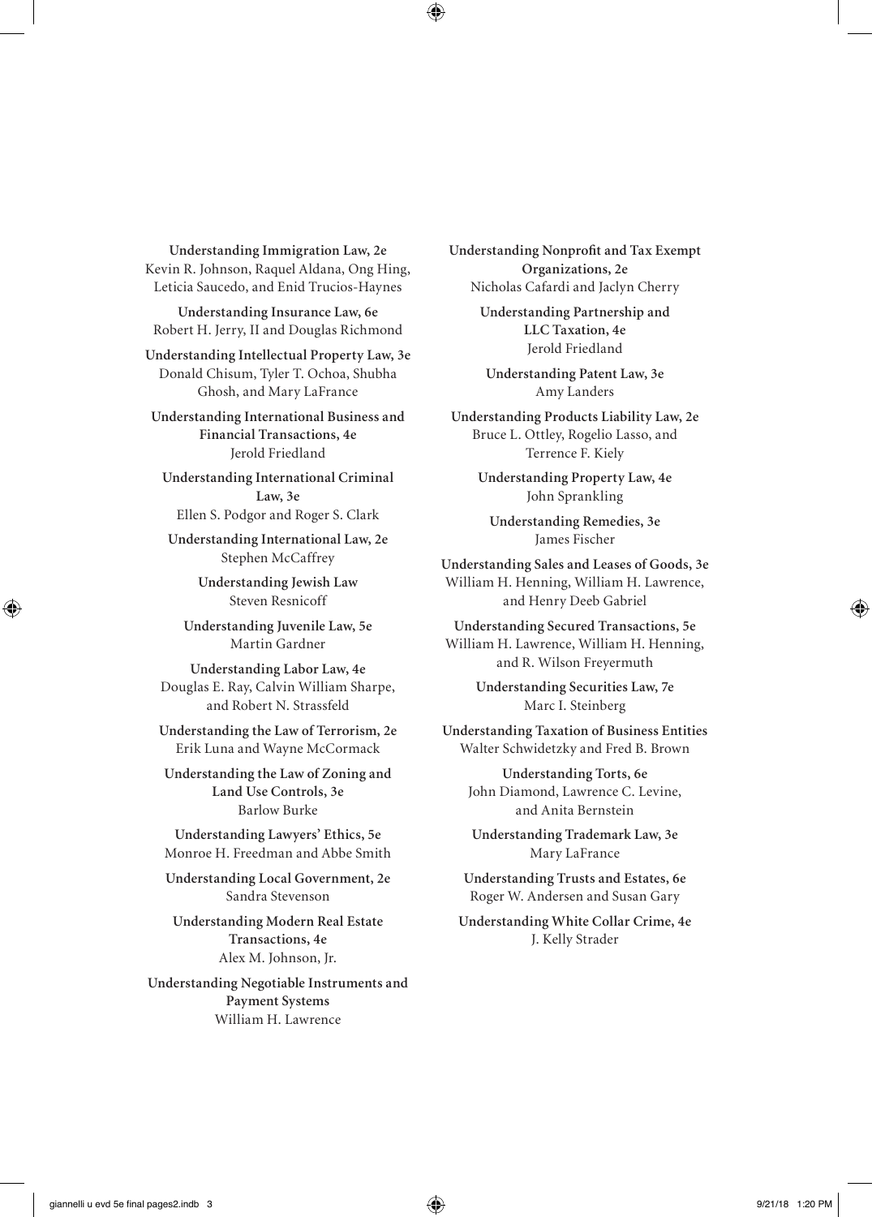**Understanding Immigration Law, 2e**
Kevin R. Johnson, Raquel Aldana, Ong Hing, Leticia Saucedo, and Enid Trucios-Haynes

**Understanding Insurance Law, 6e**
Robert H. Jerry, II and Douglas Richmond

**Understanding Intellectual Property Law, 3e**
Donald Chisum, Tyler T. Ochoa, Shubha Ghosh, and Mary LaFrance

**Understanding International Business and Financial Transactions, 4e**
Jerold Friedland

**Understanding International Criminal Law, 3e**
Ellen S. Podgor and Roger S. Clark

**Understanding International Law, 2e**
Stephen McCaffrey

**Understanding Jewish Law**
Steven Resnicoff

**Understanding Juvenile Law, 5e**
Martin Gardner

**Understanding Labor Law, 4e**
Douglas E. Ray, Calvin William Sharpe, and Robert N. Strassfeld

**Understanding the Law of Terrorism, 2e**
Erik Luna and Wayne McCormack

**Understanding the Law of Zoning and Land Use Controls, 3e**
Barlow Burke

**Understanding Lawyers' Ethics, 5e**
Monroe H. Freedman and Abbe Smith

**Understanding Local Government, 2e**
Sandra Stevenson

**Understanding Modern Real Estate Transactions, 4e**
Alex M. Johnson, Jr.

**Understanding Negotiable Instruments and Payment Systems**
William H. Lawrence

**Understanding Nonprofit and Tax Exempt Organizations, 2e**
Nicholas Cafardi and Jaclyn Cherry

**Understanding Partnership and LLC Taxation, 4e**
Jerold Friedland

**Understanding Patent Law, 3e**
Amy Landers

**Understanding Products Liability Law, 2e**
Bruce L. Ottley, Rogelio Lasso, and Terrence F. Kiely

**Understanding Property Law, 4e**
John Sprankling

**Understanding Remedies, 3e**
James Fischer

**Understanding Sales and Leases of Goods, 3e**
William H. Henning, William H. Lawrence, and Henry Deeb Gabriel

**Understanding Secured Transactions, 5e**
William H. Lawrence, William H. Henning, and R. Wilson Freyermuth

**Understanding Securities Law, 7e**
Marc I. Steinberg

**Understanding Taxation of Business Entities**
Walter Schwidetzky and Fred B. Brown

**Understanding Torts, 6e**
John Diamond, Lawrence C. Levine, and Anita Bernstein

**Understanding Trademark Law, 3e**
Mary LaFrance

**Understanding Trusts and Estates, 6e**
Roger W. Andersen and Susan Gary

**Understanding White Collar Crime, 4e**
J. Kelly Strader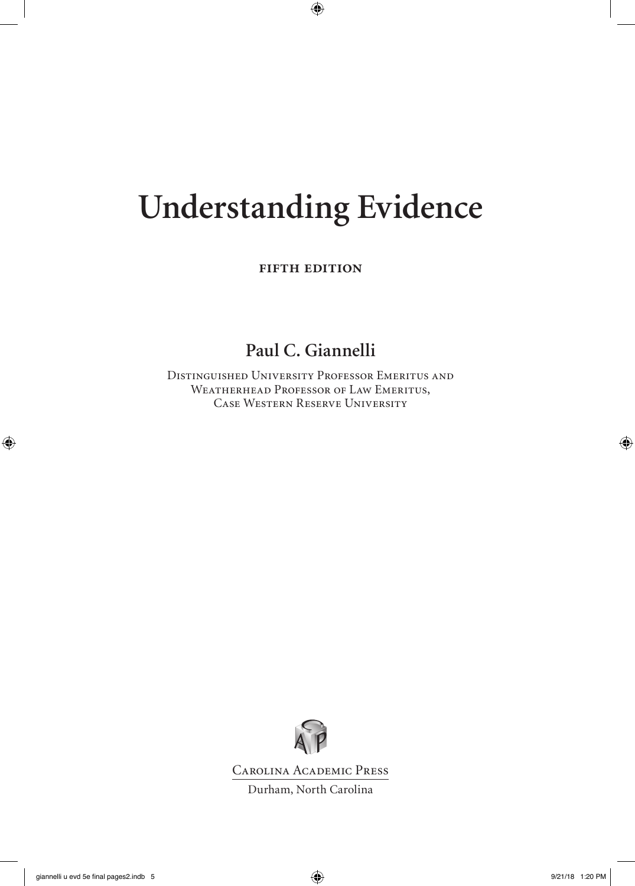# Understanding Evidence

**FIFTH EDITION**

## Paul C. Giannelli

Distinguished University Professor Emeritus and
Weatherhead Professor of Law Emeritus,
Case Western Reserve University

Carolina Academic Press

Durham, North Carolina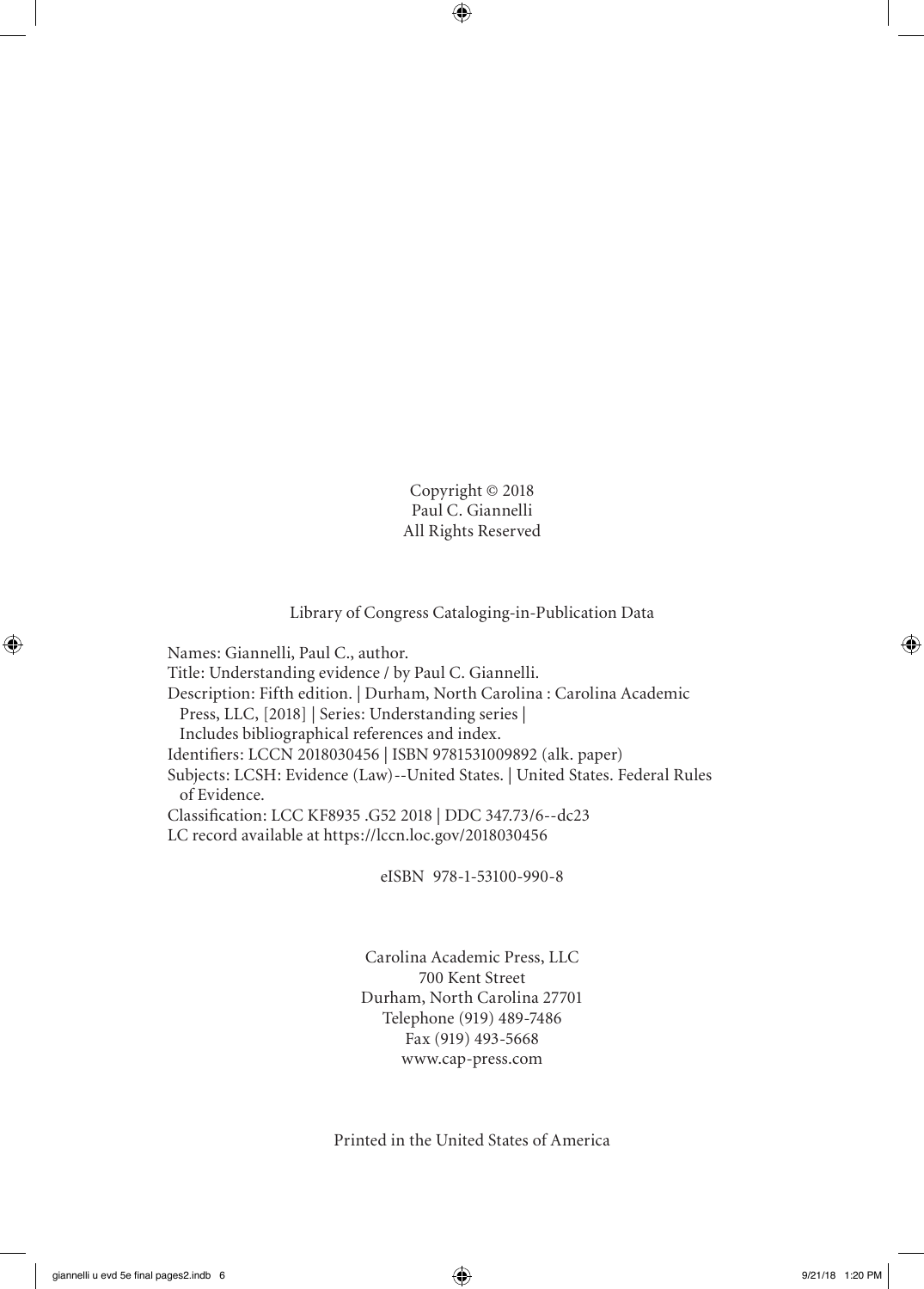Copyright © 2018
Paul C. Giannelli
All Rights Reserved

Library of Congress Cataloging-in-Publication Data

Names: Giannelli, Paul C., author.
Title: Understanding evidence / by Paul C. Giannelli.
Description: Fifth edition. | Durham, North Carolina : Carolina Academic Press, LLC, [2018] | Series: Understanding series | Includes bibliographical references and index.
Identifiers: LCCN 2018030456 | ISBN 9781531009892 (alk. paper)
Subjects: LCSH: Evidence (Law)--United States. | United States. Federal Rules of Evidence.
Classification: LCC KF8935 .G52 2018 | DDC 347.73/6--dc23
LC record available at https://lccn.loc.gov/2018030456

eISBN 978-1-53100-990-8

Carolina Academic Press, LLC
700 Kent Street
Durham, North Carolina 27701
Telephone (919) 489-7486
Fax (919) 493-5668
www.cap-press.com

Printed in the United States of America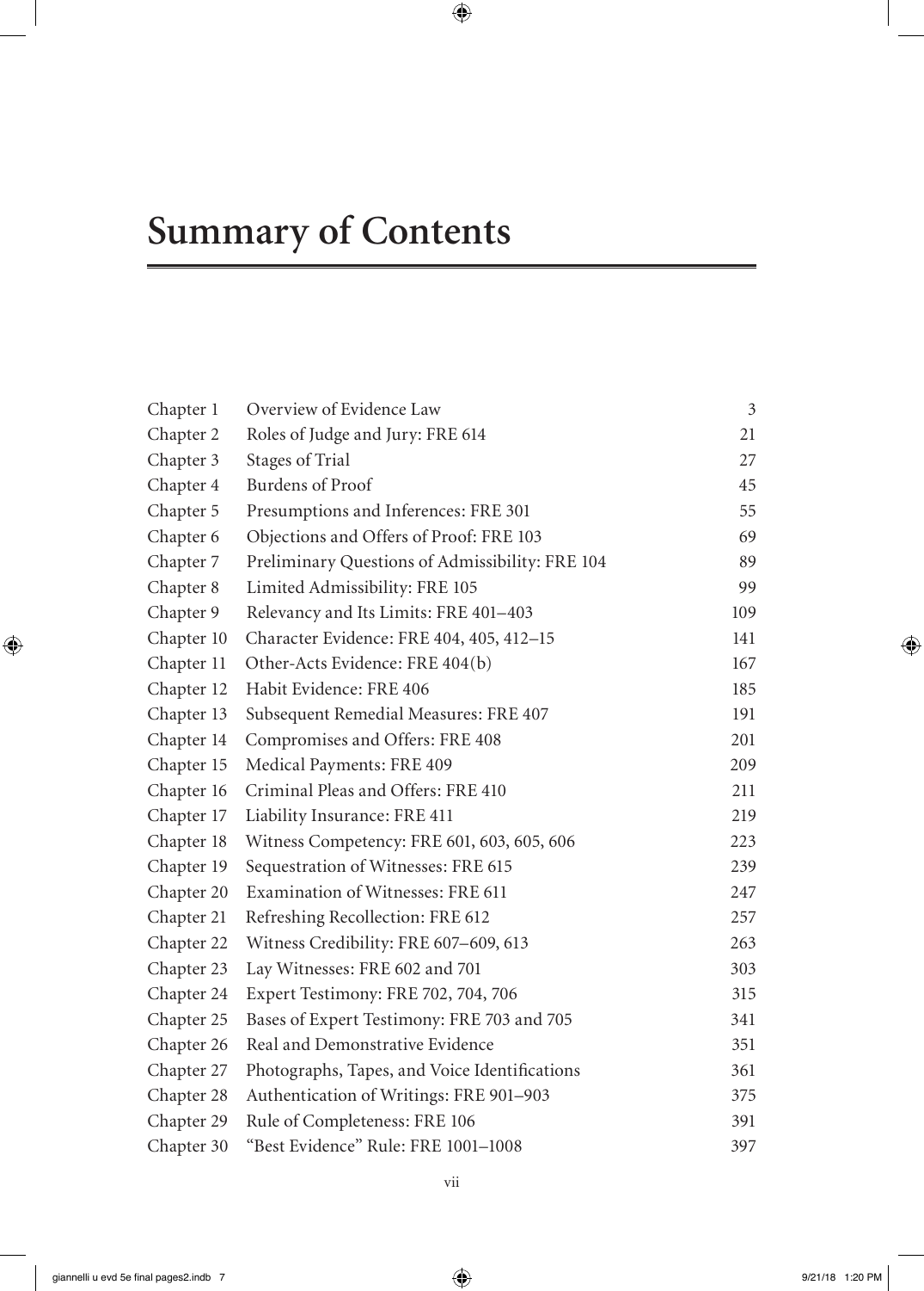# Summary of Contents

| | | |
|---|---|---|
| Chapter 1 | Overview of Evidence Law | 3 |
| Chapter 2 | Roles of Judge and Jury: FRE 614 | 21 |
| Chapter 3 | Stages of Trial | 27 |
| Chapter 4 | Burdens of Proof | 45 |
| Chapter 5 | Presumptions and Inferences: FRE 301 | 55 |
| Chapter 6 | Objections and Offers of Proof: FRE 103 | 69 |
| Chapter 7 | Preliminary Questions of Admissibility: FRE 104 | 89 |
| Chapter 8 | Limited Admissibility: FRE 105 | 99 |
| Chapter 9 | Relevancy and Its Limits: FRE 401–403 | 109 |
| Chapter 10 | Character Evidence: FRE 404, 405, 412–15 | 141 |
| Chapter 11 | Other-Acts Evidence: FRE 404(b) | 167 |
| Chapter 12 | Habit Evidence: FRE 406 | 185 |
| Chapter 13 | Subsequent Remedial Measures: FRE 407 | 191 |
| Chapter 14 | Compromises and Offers: FRE 408 | 201 |
| Chapter 15 | Medical Payments: FRE 409 | 209 |
| Chapter 16 | Criminal Pleas and Offers: FRE 410 | 211 |
| Chapter 17 | Liability Insurance: FRE 411 | 219 |
| Chapter 18 | Witness Competency: FRE 601, 603, 605, 606 | 223 |
| Chapter 19 | Sequestration of Witnesses: FRE 615 | 239 |
| Chapter 20 | Examination of Witnesses: FRE 611 | 247 |
| Chapter 21 | Refreshing Recollection: FRE 612 | 257 |
| Chapter 22 | Witness Credibility: FRE 607–609, 613 | 263 |
| Chapter 23 | Lay Witnesses: FRE 602 and 701 | 303 |
| Chapter 24 | Expert Testimony: FRE 702, 704, 706 | 315 |
| Chapter 25 | Bases of Expert Testimony: FRE 703 and 705 | 341 |
| Chapter 26 | Real and Demonstrative Evidence | 351 |
| Chapter 27 | Photographs, Tapes, and Voice Identifications | 361 |
| Chapter 28 | Authentication of Writings: FRE 901–903 | 375 |
| Chapter 29 | Rule of Completeness: FRE 106 | 391 |
| Chapter 30 | "Best Evidence" Rule: FRE 1001–1008 | 397 |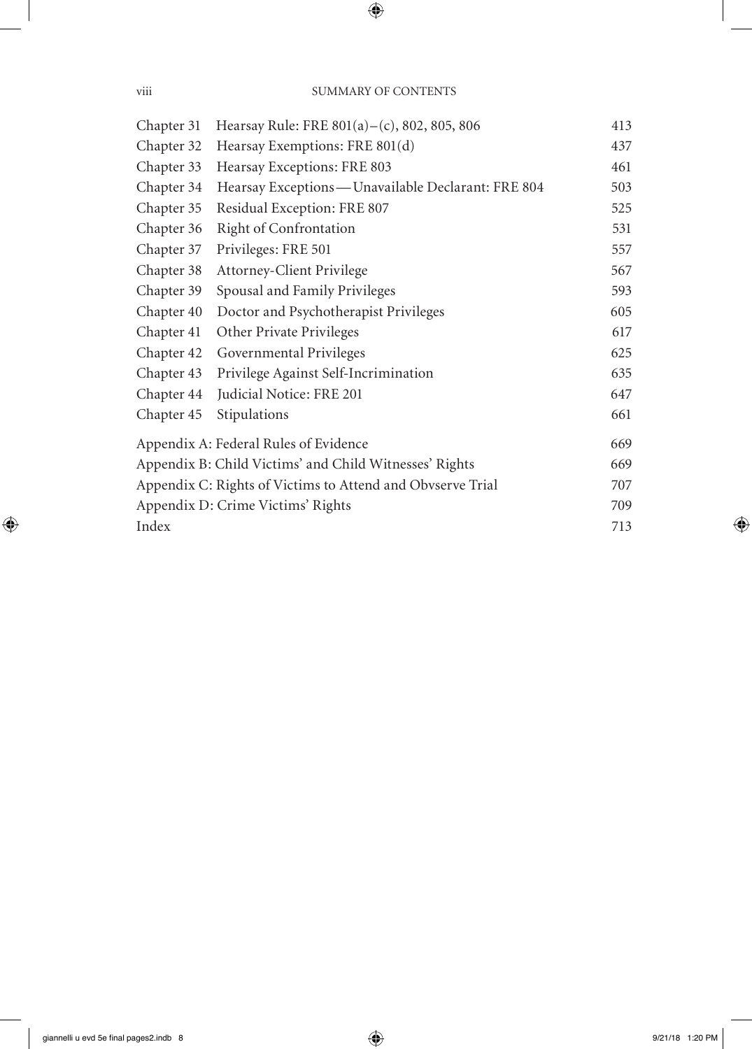| | | |
|---|---|---|
| Chapter 31 | Hearsay Rule: FRE 801(a)–(c), 802, 805, 806 | 413 |
| Chapter 32 | Hearsay Exemptions: FRE 801(d) | 437 |
| Chapter 33 | Hearsay Exceptions: FRE 803 | 461 |
| Chapter 34 | Hearsay Exceptions—Unavailable Declarant: FRE 804 | 503 |
| Chapter 35 | Residual Exception: FRE 807 | 525 |
| Chapter 36 | Right of Confrontation | 531 |
| Chapter 37 | Privileges: FRE 501 | 557 |
| Chapter 38 | Attorney-Client Privilege | 567 |
| Chapter 39 | Spousal and Family Privileges | 593 |
| Chapter 40 | Doctor and Psychotherapist Privileges | 605 |
| Chapter 41 | Other Private Privileges | 617 |
| Chapter 42 | Governmental Privileges | 625 |
| Chapter 43 | Privilege Against Self-Incrimination | 635 |
| Chapter 44 | Judicial Notice: FRE 201 | 647 |
| Chapter 45 | Stipulations | 661 |

| | |
|---|---|
| Appendix A: Federal Rules of Evidence | 669 |
| Appendix B: Child Victims' and Child Witnesses' Rights | 669 |
| Appendix C: Rights of Victims to Attend and Obvserve Trial | 707 |
| Appendix D: Crime Victims' Rights | 709 |
| Index | 713 |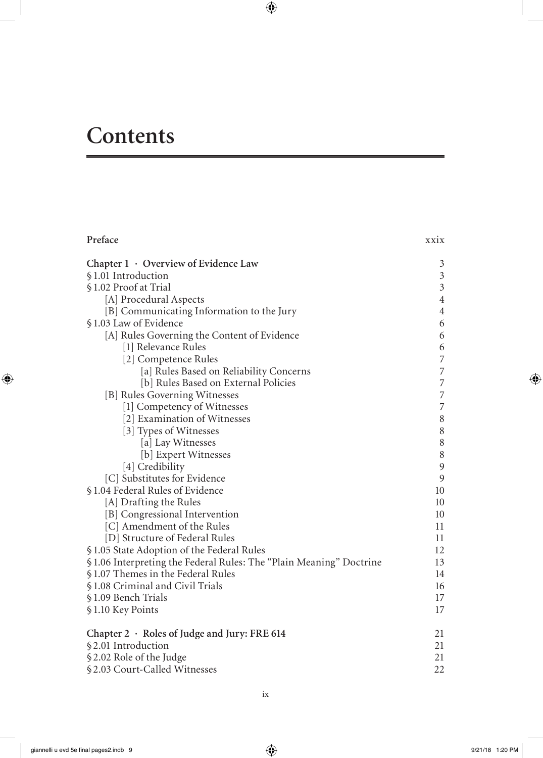# Contents

| | |
|---|---|
| **Preface** | xxix |
| **Chapter 1 · Overview of Evidence Law** | 3 |
| § 1.01 Introduction | 3 |
| § 1.02 Proof at Trial | 3 |
| &nbsp;&nbsp;&nbsp;&nbsp;[A] Procedural Aspects | 4 |
| &nbsp;&nbsp;&nbsp;&nbsp;[B] Communicating Information to the Jury | 4 |
| § 1.03 Law of Evidence | 6 |
| &nbsp;&nbsp;&nbsp;&nbsp;[A] Rules Governing the Content of Evidence | 6 |
| &nbsp;&nbsp;&nbsp;&nbsp;&nbsp;&nbsp;&nbsp;&nbsp;[1] Relevance Rules | 6 |
| &nbsp;&nbsp;&nbsp;&nbsp;&nbsp;&nbsp;&nbsp;&nbsp;[2] Competence Rules | 7 |
| &nbsp;&nbsp;&nbsp;&nbsp;&nbsp;&nbsp;&nbsp;&nbsp;&nbsp;&nbsp;&nbsp;&nbsp;[a] Rules Based on Reliability Concerns | 7 |
| &nbsp;&nbsp;&nbsp;&nbsp;&nbsp;&nbsp;&nbsp;&nbsp;&nbsp;&nbsp;&nbsp;&nbsp;[b] Rules Based on External Policies | 7 |
| &nbsp;&nbsp;&nbsp;&nbsp;[B] Rules Governing Witnesses | 7 |
| &nbsp;&nbsp;&nbsp;&nbsp;&nbsp;&nbsp;&nbsp;&nbsp;[1] Competency of Witnesses | 7 |
| &nbsp;&nbsp;&nbsp;&nbsp;&nbsp;&nbsp;&nbsp;&nbsp;[2] Examination of Witnesses | 8 |
| &nbsp;&nbsp;&nbsp;&nbsp;&nbsp;&nbsp;&nbsp;&nbsp;[3] Types of Witnesses | 8 |
| &nbsp;&nbsp;&nbsp;&nbsp;&nbsp;&nbsp;&nbsp;&nbsp;&nbsp;&nbsp;&nbsp;&nbsp;[a] Lay Witnesses | 8 |
| &nbsp;&nbsp;&nbsp;&nbsp;&nbsp;&nbsp;&nbsp;&nbsp;&nbsp;&nbsp;&nbsp;&nbsp;[b] Expert Witnesses | 8 |
| &nbsp;&nbsp;&nbsp;&nbsp;&nbsp;&nbsp;&nbsp;&nbsp;[4] Credibility | 9 |
| &nbsp;&nbsp;&nbsp;&nbsp;[C] Substitutes for Evidence | 9 |
| § 1.04 Federal Rules of Evidence | 10 |
| &nbsp;&nbsp;&nbsp;&nbsp;[A] Drafting the Rules | 10 |
| &nbsp;&nbsp;&nbsp;&nbsp;[B] Congressional Intervention | 10 |
| &nbsp;&nbsp;&nbsp;&nbsp;[C] Amendment of the Rules | 11 |
| &nbsp;&nbsp;&nbsp;&nbsp;[D] Structure of Federal Rules | 11 |
| § 1.05 State Adoption of the Federal Rules | 12 |
| § 1.06 Interpreting the Federal Rules: The "Plain Meaning" Doctrine | 13 |
| § 1.07 Themes in the Federal Rules | 14 |
| § 1.08 Criminal and Civil Trials | 16 |
| § 1.09 Bench Trials | 17 |
| § 1.10 Key Points | 17 |
| **Chapter 2 · Roles of Judge and Jury: FRE 614** | 21 |
| § 2.01 Introduction | 21 |
| § 2.02 Role of the Judge | 21 |
| § 2.03 Court-Called Witnesses | 22 |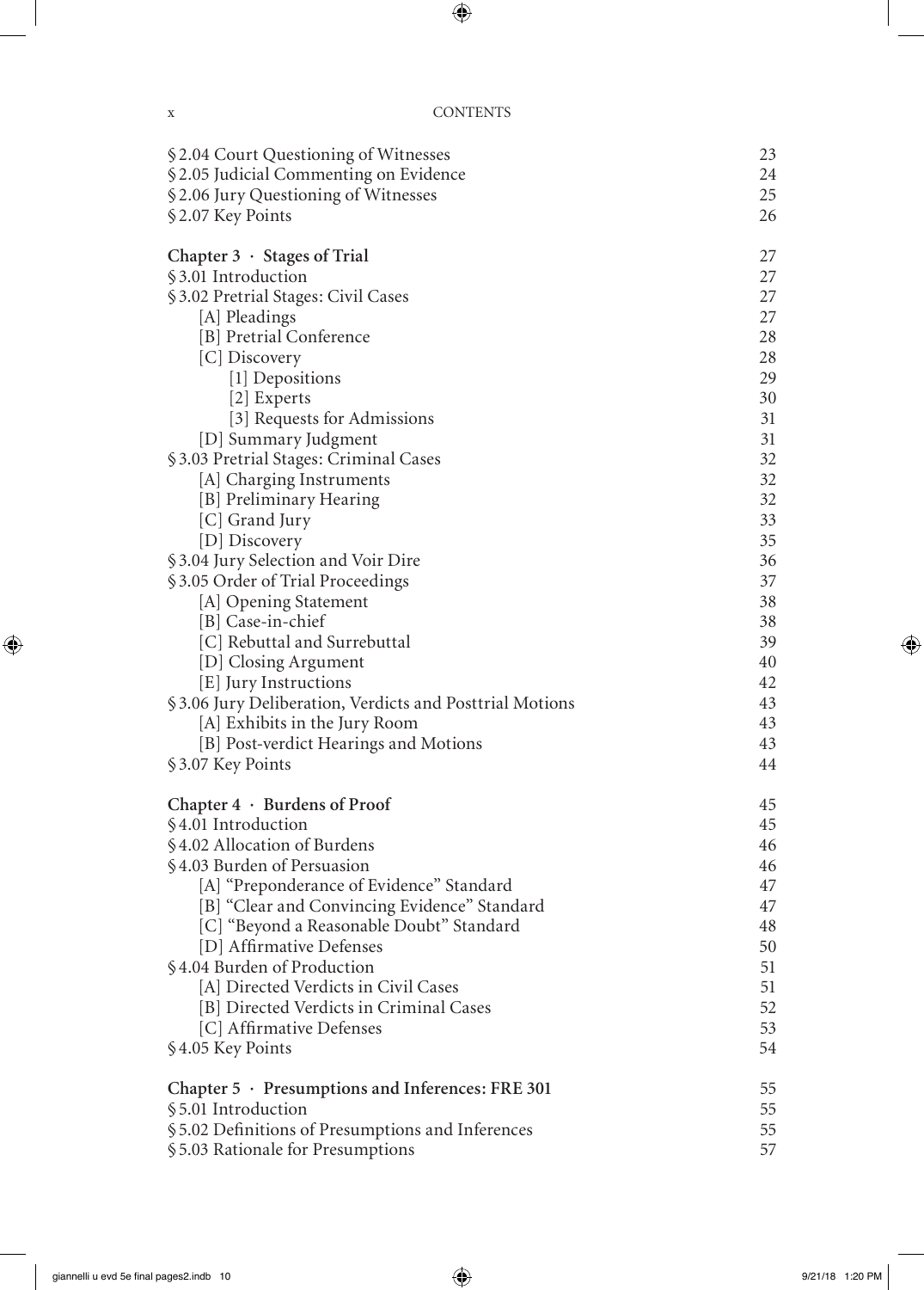§ 2.04 Court Questioning of Witnesses 23
§ 2.05 Judicial Commenting on Evidence 24
§ 2.06 Jury Questioning of Witnesses 25
§ 2.07 Key Points 26

**Chapter 3 · Stages of Trial** 27
§ 3.01 Introduction 27
§ 3.02 Pretrial Stages: Civil Cases 27
- [A] Pleadings 27
- [B] Pretrial Conference 28
- [C] Discovery 28
  - [1] Depositions 29
  - [2] Experts 30
  - [3] Requests for Admissions 31
- [D] Summary Judgment 31

§ 3.03 Pretrial Stages: Criminal Cases 32
- [A] Charging Instruments 32
- [B] Preliminary Hearing 32
- [C] Grand Jury 33
- [D] Discovery 35

§ 3.04 Jury Selection and Voir Dire 36
§ 3.05 Order of Trial Proceedings 37
- [A] Opening Statement 38
- [B] Case-in-chief 38
- [C] Rebuttal and Surrebuttal 39
- [D] Closing Argument 40
- [E] Jury Instructions 42

§ 3.06 Jury Deliberation, Verdicts and Posttrial Motions 43
- [A] Exhibits in the Jury Room 43
- [B] Post-verdict Hearings and Motions 43

§ 3.07 Key Points 44

**Chapter 4 · Burdens of Proof** 45
§ 4.01 Introduction 45
§ 4.02 Allocation of Burdens 46
§ 4.03 Burden of Persuasion 46
- [A] "Preponderance of Evidence" Standard 47
- [B] "Clear and Convincing Evidence" Standard 47
- [C] "Beyond a Reasonable Doubt" Standard 48
- [D] Affirmative Defenses 50

§ 4.04 Burden of Production 51
- [A] Directed Verdicts in Civil Cases 51
- [B] Directed Verdicts in Criminal Cases 52
- [C] Affirmative Defenses 53

§ 4.05 Key Points 54

**Chapter 5 · Presumptions and Inferences: FRE 301** 55
§ 5.01 Introduction 55
§ 5.02 Definitions of Presumptions and Inferences 55
§ 5.03 Rationale for Presumptions 57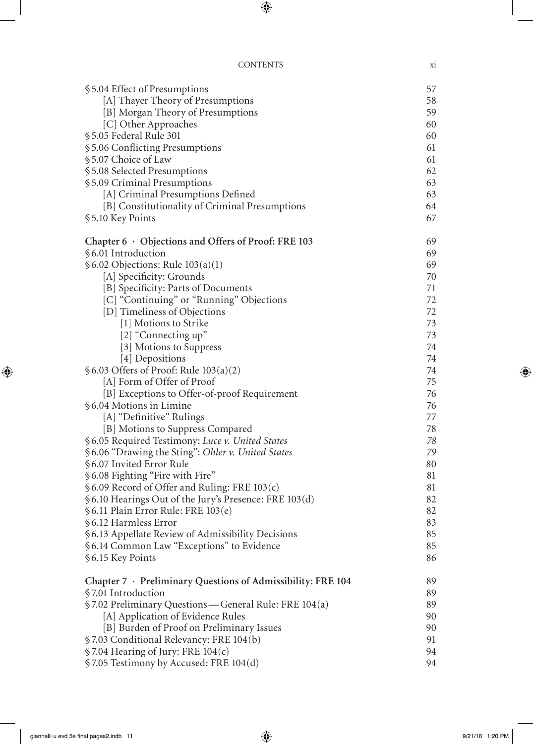§ 5.04 Effect of Presumptions 57
[A] Thayer Theory of Presumptions 58
[B] Morgan Theory of Presumptions 59
[C] Other Approaches 60
§ 5.05 Federal Rule 301 60
§ 5.06 Conflicting Presumptions 61
§ 5.07 Choice of Law 61
§ 5.08 Selected Presumptions 62
§ 5.09 Criminal Presumptions 63
[A] Criminal Presumptions Defined 63
[B] Constitutionality of Criminal Presumptions 64
§ 5.10 Key Points 67

**Chapter 6 · Objections and Offers of Proof: FRE 103** 69
§ 6.01 Introduction 69
§ 6.02 Objections: Rule 103(a)(1) 69
[A] Specificity: Grounds 70
[B] Specificity: Parts of Documents 71
[C] "Continuing" or "Running" Objections 72
[D] Timeliness of Objections 72
[1] Motions to Strike 73
[2] "Connecting up" 73
[3] Motions to Suppress 74
[4] Depositions 74
§ 6.03 Offers of Proof: Rule 103(a)(2) 74
[A] Form of Offer of Proof 75
[B] Exceptions to Offer-of-proof Requirement 76
§ 6.04 Motions in Limine 76
[A] "Definitive" Rulings 77
[B] Motions to Suppress Compared 78
§ 6.05 Required Testimony: *Luce v. United States* 78
§ 6.06 "Drawing the Sting": *Ohler v. United States* 79
§ 6.07 Invited Error Rule 80
§ 6.08 Fighting "Fire with Fire" 81
§ 6.09 Record of Offer and Ruling: FRE 103(c) 81
§ 6.10 Hearings Out of the Jury's Presence: FRE 103(d) 82
§ 6.11 Plain Error Rule: FRE 103(e) 82
§ 6.12 Harmless Error 83
§ 6.13 Appellate Review of Admissibility Decisions 85
§ 6.14 Common Law "Exceptions" to Evidence 85
§ 6.15 Key Points 86

**Chapter 7 · Preliminary Questions of Admissibility: FRE 104** 89
§ 7.01 Introduction 89
§ 7.02 Preliminary Questions — General Rule: FRE 104(a) 89
[A] Application of Evidence Rules 90
[B] Burden of Proof on Preliminary Issues 90
§ 7.03 Conditional Relevancy: FRE 104(b) 91
§ 7.04 Hearing of Jury: FRE 104(c) 94
§ 7.05 Testimony by Accused: FRE 104(d) 94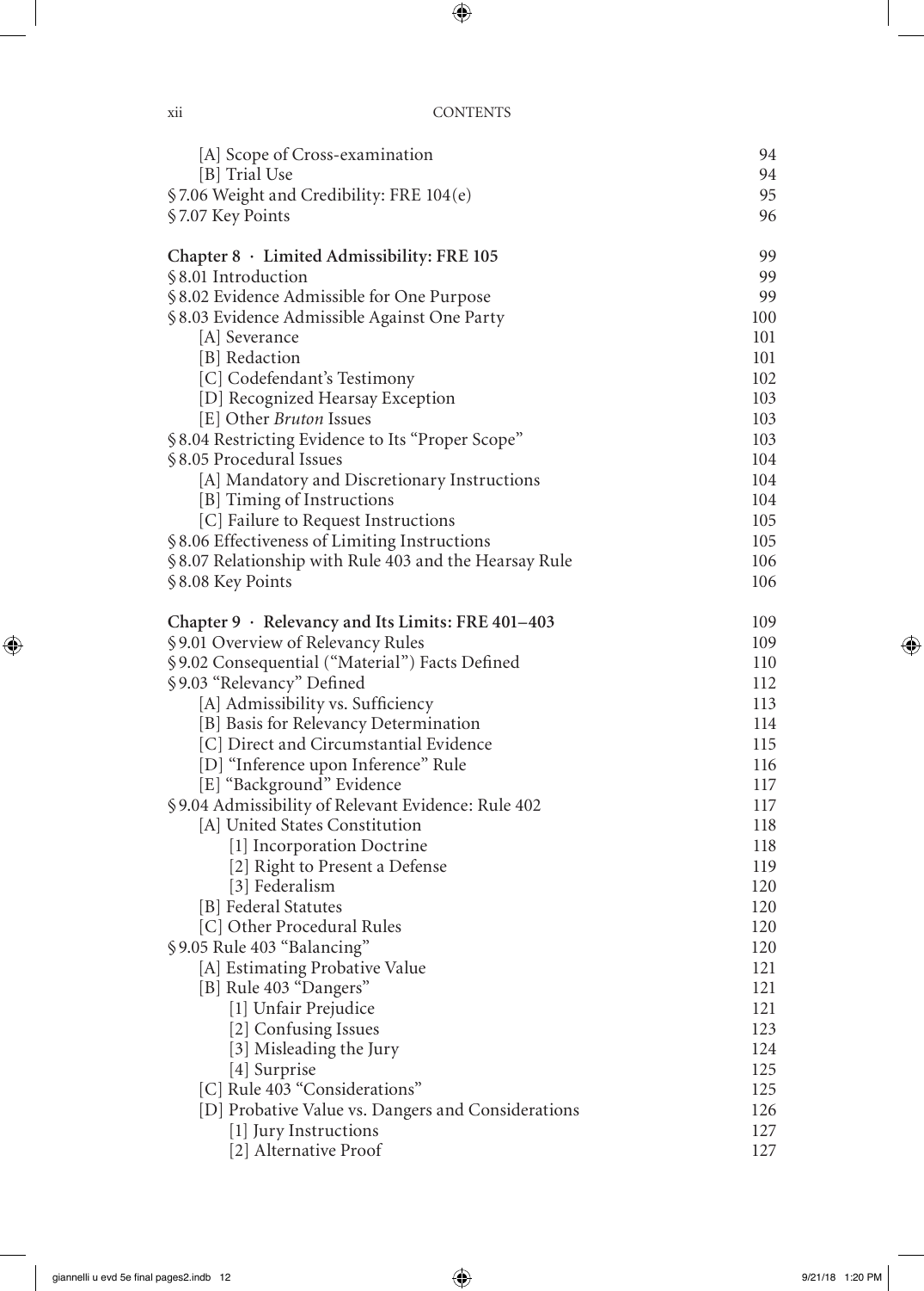| | |
|---|---|
| [A] Scope of Cross-examination | 94 |
| [B] Trial Use | 94 |
| § 7.06 Weight and Credibility: FRE 104(e) | 95 |
| § 7.07 Key Points | 96 |
| | |
| **Chapter 8 · Limited Admissibility: FRE 105** | **99** |
| § 8.01 Introduction | 99 |
| § 8.02 Evidence Admissible for One Purpose | 99 |
| § 8.03 Evidence Admissible Against One Party | 100 |
| [A] Severance | 101 |
| [B] Redaction | 101 |
| [C] Codefendant's Testimony | 102 |
| [D] Recognized Hearsay Exception | 103 |
| [E] Other *Bruton* Issues | 103 |
| § 8.04 Restricting Evidence to Its "Proper Scope" | 103 |
| § 8.05 Procedural Issues | 104 |
| [A] Mandatory and Discretionary Instructions | 104 |
| [B] Timing of Instructions | 104 |
| [C] Failure to Request Instructions | 105 |
| § 8.06 Effectiveness of Limiting Instructions | 105 |
| § 8.07 Relationship with Rule 403 and the Hearsay Rule | 106 |
| § 8.08 Key Points | 106 |
| | |
| **Chapter 9 · Relevancy and Its Limits: FRE 401–403** | **109** |
| § 9.01 Overview of Relevancy Rules | 109 |
| § 9.02 Consequential ("Material") Facts Defined | 110 |
| § 9.03 "Relevancy" Defined | 112 |
| [A] Admissibility vs. Sufficiency | 113 |
| [B] Basis for Relevancy Determination | 114 |
| [C] Direct and Circumstantial Evidence | 115 |
| [D] "Inference upon Inference" Rule | 116 |
| [E] "Background" Evidence | 117 |
| § 9.04 Admissibility of Relevant Evidence: Rule 402 | 117 |
| [A] United States Constitution | 118 |
| [1] Incorporation Doctrine | 118 |
| [2] Right to Present a Defense | 119 |
| [3] Federalism | 120 |
| [B] Federal Statutes | 120 |
| [C] Other Procedural Rules | 120 |
| § 9.05 Rule 403 "Balancing" | 120 |
| [A] Estimating Probative Value | 121 |
| [B] Rule 403 "Dangers" | 121 |
| [1] Unfair Prejudice | 121 |
| [2] Confusing Issues | 123 |
| [3] Misleading the Jury | 124 |
| [4] Surprise | 125 |
| [C] Rule 403 "Considerations" | 125 |
| [D] Probative Value vs. Dangers and Considerations | 126 |
| [1] Jury Instructions | 127 |
| [2] Alternative Proof | 127 |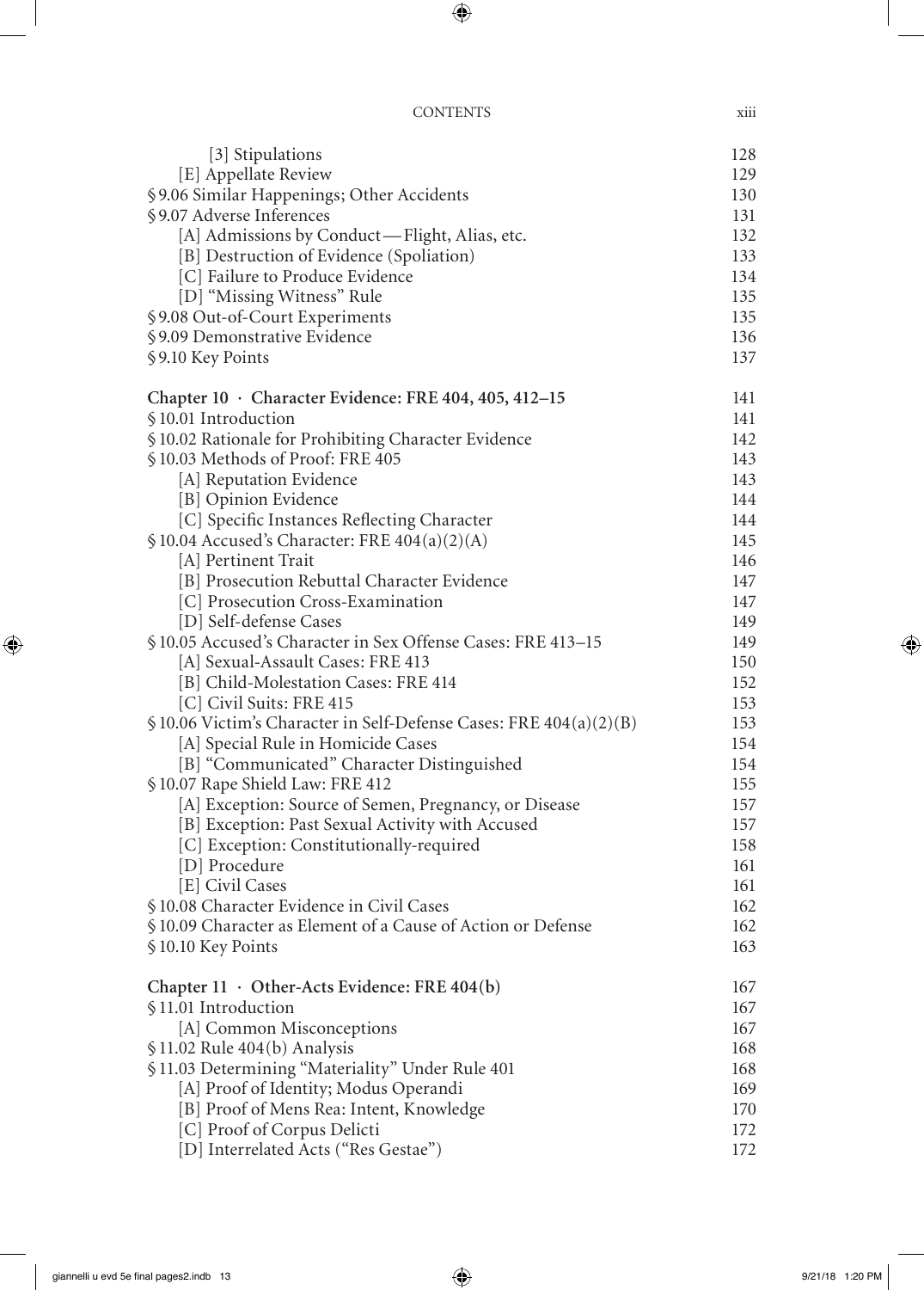[3] Stipulations 128
[E] Appellate Review 129
§ 9.06 Similar Happenings; Other Accidents 130
§ 9.07 Adverse Inferences 131
[A] Admissions by Conduct—Flight, Alias, etc. 132
[B] Destruction of Evidence (Spoliation) 133
[C] Failure to Produce Evidence 134
[D] "Missing Witness" Rule 135
§ 9.08 Out-of-Court Experiments 135
§ 9.09 Demonstrative Evidence 136
§ 9.10 Key Points 137

**Chapter 10 · Character Evidence: FRE 404, 405, 412–15** 141
§ 10.01 Introduction 141
§ 10.02 Rationale for Prohibiting Character Evidence 142
§ 10.03 Methods of Proof: FRE 405 143
[A] Reputation Evidence 143
[B] Opinion Evidence 144
[C] Specific Instances Reflecting Character 144
§ 10.04 Accused's Character: FRE 404(a)(2)(A) 145
[A] Pertinent Trait 146
[B] Prosecution Rebuttal Character Evidence 147
[C] Prosecution Cross-Examination 147
[D] Self-defense Cases 149
§ 10.05 Accused's Character in Sex Offense Cases: FRE 413–15 149
[A] Sexual-Assault Cases: FRE 413 150
[B] Child-Molestation Cases: FRE 414 152
[C] Civil Suits: FRE 415 153
§ 10.06 Victim's Character in Self-Defense Cases: FRE 404(a)(2)(B) 153
[A] Special Rule in Homicide Cases 154
[B] "Communicated" Character Distinguished 154
§ 10.07 Rape Shield Law: FRE 412 155
[A] Exception: Source of Semen, Pregnancy, or Disease 157
[B] Exception: Past Sexual Activity with Accused 157
[C] Exception: Constitutionally-required 158
[D] Procedure 161
[E] Civil Cases 161
§ 10.08 Character Evidence in Civil Cases 162
§ 10.09 Character as Element of a Cause of Action or Defense 162
§ 10.10 Key Points 163

**Chapter 11 · Other-Acts Evidence: FRE 404(b)** 167
§ 11.01 Introduction 167
[A] Common Misconceptions 167
§ 11.02 Rule 404(b) Analysis 168
§ 11.03 Determining "Materiality" Under Rule 401 168
[A] Proof of Identity; Modus Operandi 169
[B] Proof of Mens Rea: Intent, Knowledge 170
[C] Proof of Corpus Delicti 172
[D] Interrelated Acts ("Res Gestae") 172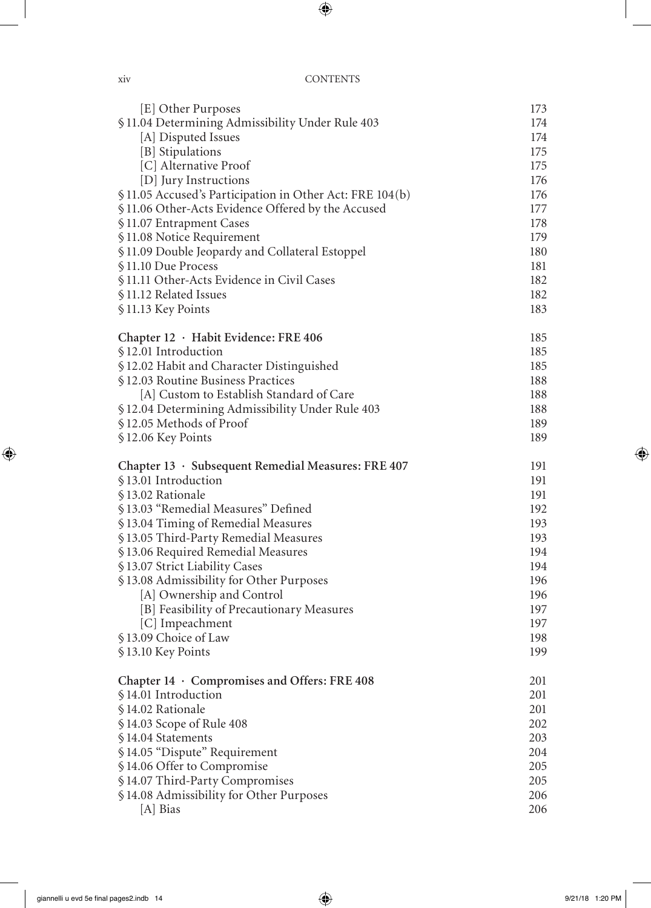[E] Other Purposes 173
§ 11.04 Determining Admissibility Under Rule 403 174
[A] Disputed Issues 174
[B] Stipulations 175
[C] Alternative Proof 175
[D] Jury Instructions 176
§ 11.05 Accused's Participation in Other Act: FRE 104(b) 176
§ 11.06 Other-Acts Evidence Offered by the Accused 177
§ 11.07 Entrapment Cases 178
§ 11.08 Notice Requirement 179
§ 11.09 Double Jeopardy and Collateral Estoppel 180
§ 11.10 Due Process 181
§ 11.11 Other-Acts Evidence in Civil Cases 182
§ 11.12 Related Issues 182
§ 11.13 Key Points 183

**Chapter 12 · Habit Evidence: FRE 406** 185
§ 12.01 Introduction 185
§ 12.02 Habit and Character Distinguished 185
§ 12.03 Routine Business Practices 188
[A] Custom to Establish Standard of Care 188
§ 12.04 Determining Admissibility Under Rule 403 188
§ 12.05 Methods of Proof 189
§ 12.06 Key Points 189

**Chapter 13 · Subsequent Remedial Measures: FRE 407** 191
§ 13.01 Introduction 191
§ 13.02 Rationale 191
§ 13.03 "Remedial Measures" Defined 192
§ 13.04 Timing of Remedial Measures 193
§ 13.05 Third-Party Remedial Measures 193
§ 13.06 Required Remedial Measures 194
§ 13.07 Strict Liability Cases 194
§ 13.08 Admissibility for Other Purposes 196
[A] Ownership and Control 196
[B] Feasibility of Precautionary Measures 197
[C] Impeachment 197
§ 13.09 Choice of Law 198
§ 13.10 Key Points 199

**Chapter 14 · Compromises and Offers: FRE 408** 201
§ 14.01 Introduction 201
§ 14.02 Rationale 201
§ 14.03 Scope of Rule 408 202
§ 14.04 Statements 203
§ 14.05 "Dispute" Requirement 204
§ 14.06 Offer to Compromise 205
§ 14.07 Third-Party Compromises 205
§ 14.08 Admissibility for Other Purposes 206
[A] Bias 206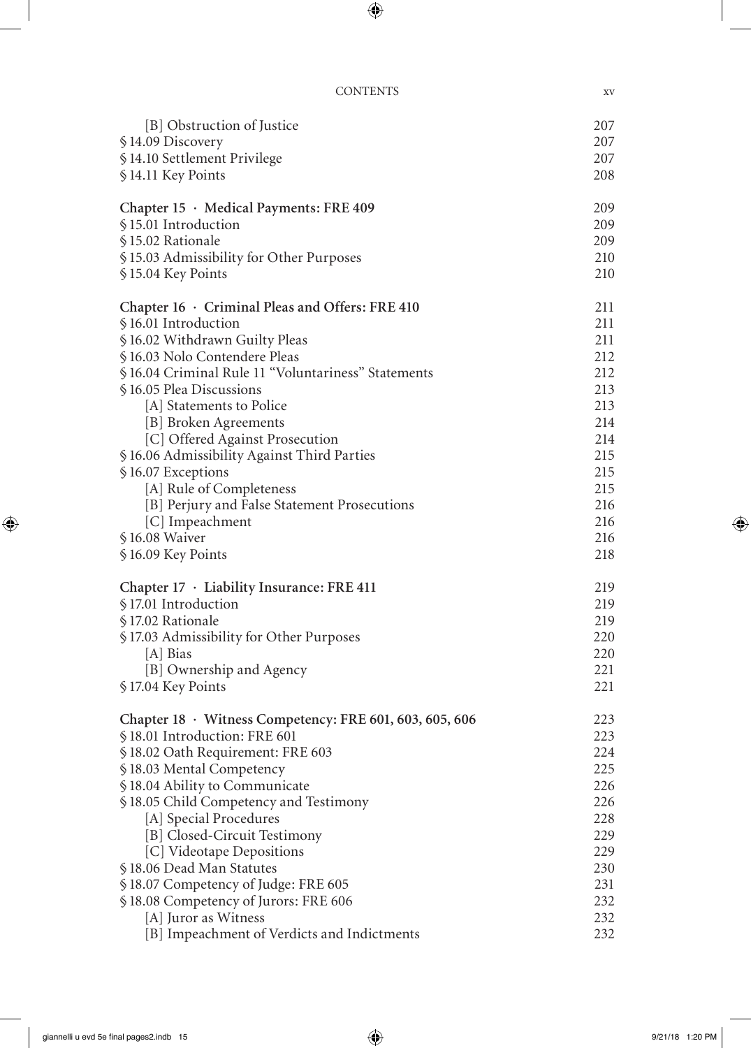| | |
|---|---|
| [B] Obstruction of Justice | 207 |
| § 14.09 Discovery | 207 |
| § 14.10 Settlement Privilege | 207 |
| § 14.11 Key Points | 208 |
| | |
| **Chapter 15 · Medical Payments: FRE 409** | **209** |
| § 15.01 Introduction | 209 |
| § 15.02 Rationale | 209 |
| § 15.03 Admissibility for Other Purposes | 210 |
| § 15.04 Key Points | 210 |
| | |
| **Chapter 16 · Criminal Pleas and Offers: FRE 410** | **211** |
| § 16.01 Introduction | 211 |
| § 16.02 Withdrawn Guilty Pleas | 211 |
| § 16.03 Nolo Contendere Pleas | 212 |
| § 16.04 Criminal Rule 11 "Voluntariness" Statements | 212 |
| § 16.05 Plea Discussions | 213 |
| [A] Statements to Police | 213 |
| [B] Broken Agreements | 214 |
| [C] Offered Against Prosecution | 214 |
| § 16.06 Admissibility Against Third Parties | 215 |
| § 16.07 Exceptions | 215 |
| [A] Rule of Completeness | 215 |
| [B] Perjury and False Statement Prosecutions | 216 |
| [C] Impeachment | 216 |
| § 16.08 Waiver | 216 |
| § 16.09 Key Points | 218 |
| | |
| **Chapter 17 · Liability Insurance: FRE 411** | **219** |
| § 17.01 Introduction | 219 |
| § 17.02 Rationale | 219 |
| § 17.03 Admissibility for Other Purposes | 220 |
| [A] Bias | 220 |
| [B] Ownership and Agency | 221 |
| § 17.04 Key Points | 221 |
| | |
| **Chapter 18 · Witness Competency: FRE 601, 603, 605, 606** | **223** |
| § 18.01 Introduction: FRE 601 | 223 |
| § 18.02 Oath Requirement: FRE 603 | 224 |
| § 18.03 Mental Competency | 225 |
| § 18.04 Ability to Communicate | 226 |
| § 18.05 Child Competency and Testimony | 226 |
| [A] Special Procedures | 228 |
| [B] Closed-Circuit Testimony | 229 |
| [C] Videotape Depositions | 229 |
| § 18.06 Dead Man Statutes | 230 |
| § 18.07 Competency of Judge: FRE 605 | 231 |
| § 18.08 Competency of Jurors: FRE 606 | 232 |
| [A] Juror as Witness | 232 |
| [B] Impeachment of Verdicts and Indictments | 232 |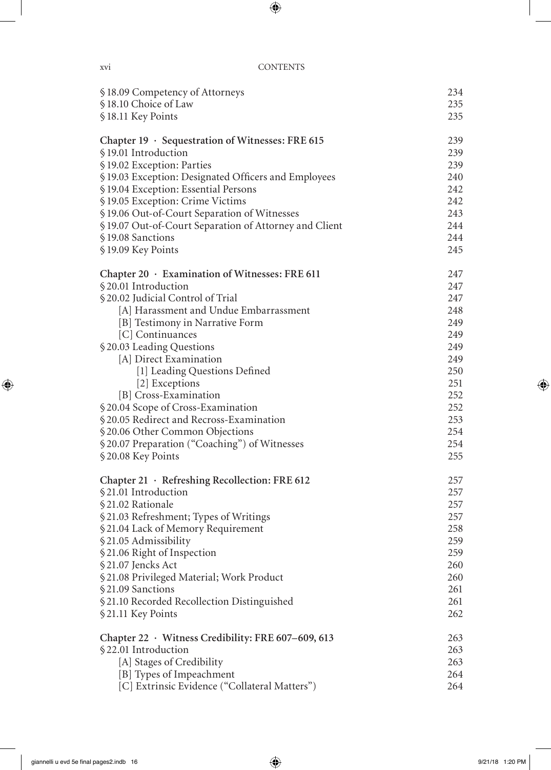| | |
|---|---|
| § 18.09 Competency of Attorneys | 234 |
| § 18.10 Choice of Law | 235 |
| § 18.11 Key Points | 235 |
| **Chapter 19 · Sequestration of Witnesses: FRE 615** | **239** |
| § 19.01 Introduction | 239 |
| § 19.02 Exception: Parties | 239 |
| § 19.03 Exception: Designated Officers and Employees | 240 |
| § 19.04 Exception: Essential Persons | 242 |
| § 19.05 Exception: Crime Victims | 242 |
| § 19.06 Out-of-Court Separation of Witnesses | 243 |
| § 19.07 Out-of-Court Separation of Attorney and Client | 244 |
| § 19.08 Sanctions | 244 |
| § 19.09 Key Points | 245 |
| **Chapter 20 · Examination of Witnesses: FRE 611** | **247** |
| § 20.01 Introduction | 247 |
| § 20.02 Judicial Control of Trial | 247 |
| [A] Harassment and Undue Embarrassment | 248 |
| [B] Testimony in Narrative Form | 249 |
| [C] Continuances | 249 |
| § 20.03 Leading Questions | 249 |
| [A] Direct Examination | 249 |
| [1] Leading Questions Defined | 250 |
| [2] Exceptions | 251 |
| [B] Cross-Examination | 252 |
| § 20.04 Scope of Cross-Examination | 252 |
| § 20.05 Redirect and Recross-Examination | 253 |
| § 20.06 Other Common Objections | 254 |
| § 20.07 Preparation ("Coaching") of Witnesses | 254 |
| § 20.08 Key Points | 255 |
| **Chapter 21 · Refreshing Recollection: FRE 612** | **257** |
| § 21.01 Introduction | 257 |
| § 21.02 Rationale | 257 |
| § 21.03 Refreshment; Types of Writings | 257 |
| § 21.04 Lack of Memory Requirement | 258 |
| § 21.05 Admissibility | 259 |
| § 21.06 Right of Inspection | 259 |
| § 21.07 Jencks Act | 260 |
| § 21.08 Privileged Material; Work Product | 260 |
| § 21.09 Sanctions | 261 |
| § 21.10 Recorded Recollection Distinguished | 261 |
| § 21.11 Key Points | 262 |
| **Chapter 22 · Witness Credibility: FRE 607–609, 613** | **263** |
| § 22.01 Introduction | 263 |
| [A] Stages of Credibility | 263 |
| [B] Types of Impeachment | 264 |
| [C] Extrinsic Evidence ("Collateral Matters") | 264 |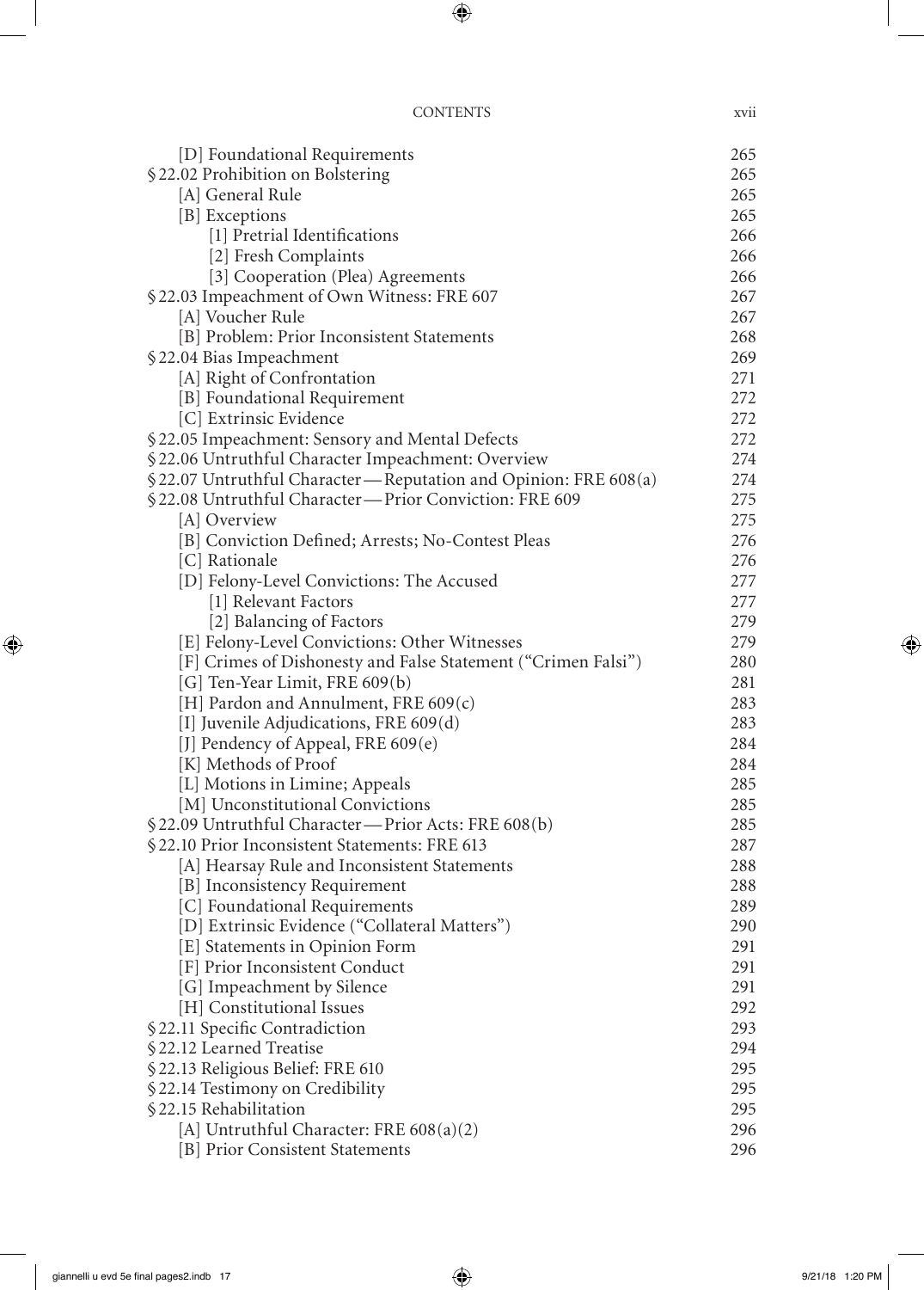[D] Foundational Requirements 265

§ 22.02 Prohibition on Bolstering 265

[A] General Rule 265

[B] Exceptions 265

[1] Pretrial Identifications 266

[2] Fresh Complaints 266

[3] Cooperation (Plea) Agreements 266

§ 22.03 Impeachment of Own Witness: FRE 607 267

[A] Voucher Rule 267

[B] Problem: Prior Inconsistent Statements 268

§ 22.04 Bias Impeachment 269

[A] Right of Confrontation 271

[B] Foundational Requirement 272

[C] Extrinsic Evidence 272

§ 22.05 Impeachment: Sensory and Mental Defects 272

§ 22.06 Untruthful Character Impeachment: Overview 274

§ 22.07 Untruthful Character—Reputation and Opinion: FRE 608(a) 274

§ 22.08 Untruthful Character—Prior Conviction: FRE 609 275

[A] Overview 275

[B] Conviction Defined; Arrests; No-Contest Pleas 276

[C] Rationale 276

[D] Felony-Level Convictions: The Accused 277

[1] Relevant Factors 277

[2] Balancing of Factors 279

[E] Felony-Level Convictions: Other Witnesses 279

[F] Crimes of Dishonesty and False Statement ("Crimen Falsi") 280

[G] Ten-Year Limit, FRE 609(b) 281

[H] Pardon and Annulment, FRE 609(c) 283

[I] Juvenile Adjudications, FRE 609(d) 283

[J] Pendency of Appeal, FRE 609(e) 284

[K] Methods of Proof 284

[L] Motions in Limine; Appeals 285

[M] Unconstitutional Convictions 285

§ 22.09 Untruthful Character—Prior Acts: FRE 608(b) 285

§ 22.10 Prior Inconsistent Statements: FRE 613 287

[A] Hearsay Rule and Inconsistent Statements 288

[B] Inconsistency Requirement 288

[C] Foundational Requirements 289

[D] Extrinsic Evidence ("Collateral Matters") 290

[E] Statements in Opinion Form 291

[F] Prior Inconsistent Conduct 291

[G] Impeachment by Silence 291

[H] Constitutional Issues 292

§ 22.11 Specific Contradiction 293

§ 22.12 Learned Treatise 294

§ 22.13 Religious Belief: FRE 610 295

§ 22.14 Testimony on Credibility 295

§ 22.15 Rehabilitation 295

[A] Untruthful Character: FRE 608(a)(2) 296

[B] Prior Consistent Statements 296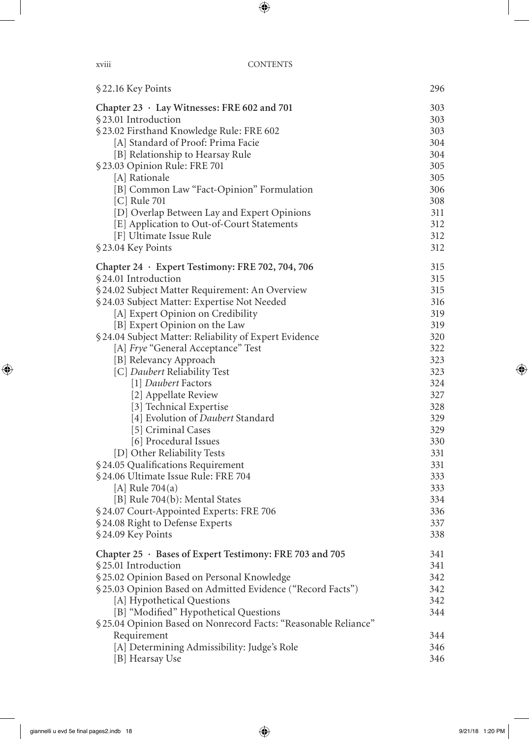| | |
|---|---|
| §22.16 Key Points | 296 |
| **Chapter 23 · Lay Witnesses: FRE 602 and 701** | 303 |
| §23.01 Introduction | 303 |
| §23.02 Firsthand Knowledge Rule: FRE 602 | 303 |
| [A] Standard of Proof: Prima Facie | 304 |
| [B] Relationship to Hearsay Rule | 304 |
| §23.03 Opinion Rule: FRE 701 | 305 |
| [A] Rationale | 305 |
| [B] Common Law "Fact-Opinion" Formulation | 306 |
| [C] Rule 701 | 308 |
| [D] Overlap Between Lay and Expert Opinions | 311 |
| [E] Application to Out-of-Court Statements | 312 |
| [F] Ultimate Issue Rule | 312 |
| §23.04 Key Points | 312 |
| **Chapter 24 · Expert Testimony: FRE 702, 704, 706** | 315 |
| §24.01 Introduction | 315 |
| §24.02 Subject Matter Requirement: An Overview | 315 |
| §24.03 Subject Matter: Expertise Not Needed | 316 |
| [A] Expert Opinion on Credibility | 319 |
| [B] Expert Opinion on the Law | 319 |
| §24.04 Subject Matter: Reliability of Expert Evidence | 320 |
| [A] *Frye* "General Acceptance" Test | 322 |
| [B] Relevancy Approach | 323 |
| [C] *Daubert* Reliability Test | 323 |
| [1] *Daubert* Factors | 324 |
| [2] Appellate Review | 327 |
| [3] Technical Expertise | 328 |
| [4] Evolution of *Daubert* Standard | 329 |
| [5] Criminal Cases | 329 |
| [6] Procedural Issues | 330 |
| [D] Other Reliability Tests | 331 |
| §24.05 Qualifications Requirement | 331 |
| §24.06 Ultimate Issue Rule: FRE 704 | 333 |
| [A] Rule 704(a) | 333 |
| [B] Rule 704(b): Mental States | 334 |
| §24.07 Court-Appointed Experts: FRE 706 | 336 |
| §24.08 Right to Defense Experts | 337 |
| §24.09 Key Points | 338 |
| **Chapter 25 · Bases of Expert Testimony: FRE 703 and 705** | 341 |
| §25.01 Introduction | 341 |
| §25.02 Opinion Based on Personal Knowledge | 342 |
| §25.03 Opinion Based on Admitted Evidence ("Record Facts") | 342 |
| [A] Hypothetical Questions | 342 |
| [B] "Modified" Hypothetical Questions | 344 |
| §25.04 Opinion Based on Nonrecord Facts: "Reasonable Reliance" Requirement | 344 |
| [A] Determining Admissibility: Judge's Role | 346 |
| [B] Hearsay Use | 346 |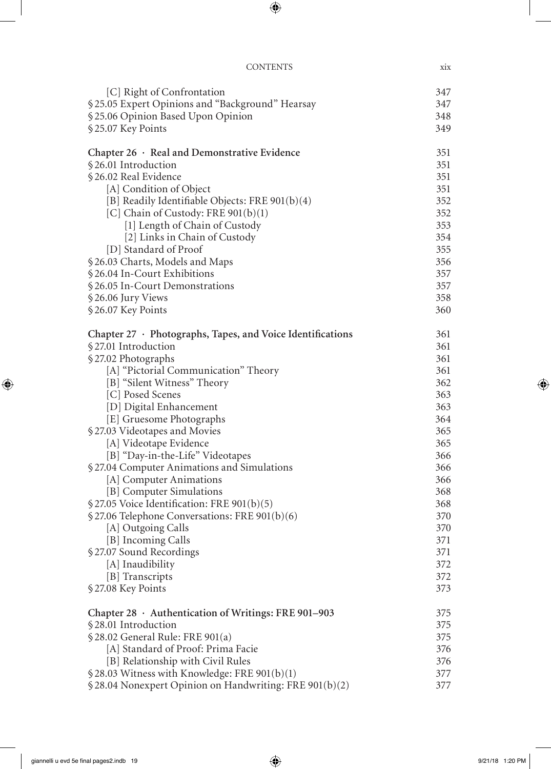| | |
|---|---|
| [C] Right of Confrontation | 347 |
| §25.05 Expert Opinions and "Background" Hearsay | 347 |
| §25.06 Opinion Based Upon Opinion | 348 |
| §25.07 Key Points | 349 |
| **Chapter 26 · Real and Demonstrative Evidence** | **351** |
| §26.01 Introduction | 351 |
| §26.02 Real Evidence | 351 |
| [A] Condition of Object | 351 |
| [B] Readily Identifiable Objects: FRE 901(b)(4) | 352 |
| [C] Chain of Custody: FRE 901(b)(1) | 352 |
| [1] Length of Chain of Custody | 353 |
| [2] Links in Chain of Custody | 354 |
| [D] Standard of Proof | 355 |
| §26.03 Charts, Models and Maps | 356 |
| §26.04 In-Court Exhibitions | 357 |
| §26.05 In-Court Demonstrations | 357 |
| §26.06 Jury Views | 358 |
| §26.07 Key Points | 360 |
| **Chapter 27 · Photographs, Tapes, and Voice Identifications** | **361** |
| §27.01 Introduction | 361 |
| §27.02 Photographs | 361 |
| [A] "Pictorial Communication" Theory | 361 |
| [B] "Silent Witness" Theory | 362 |
| [C] Posed Scenes | 363 |
| [D] Digital Enhancement | 363 |
| [E] Gruesome Photographs | 364 |
| §27.03 Videotapes and Movies | 365 |
| [A] Videotape Evidence | 365 |
| [B] "Day-in-the-Life" Videotapes | 366 |
| §27.04 Computer Animations and Simulations | 366 |
| [A] Computer Animations | 366 |
| [B] Computer Simulations | 368 |
| §27.05 Voice Identification: FRE 901(b)(5) | 368 |
| §27.06 Telephone Conversations: FRE 901(b)(6) | 370 |
| [A] Outgoing Calls | 370 |
| [B] Incoming Calls | 371 |
| §27.07 Sound Recordings | 371 |
| [A] Inaudibility | 372 |
| [B] Transcripts | 372 |
| §27.08 Key Points | 373 |
| **Chapter 28 · Authentication of Writings: FRE 901–903** | **375** |
| §28.01 Introduction | 375 |
| §28.02 General Rule: FRE 901(a) | 375 |
| [A] Standard of Proof: Prima Facie | 376 |
| [B] Relationship with Civil Rules | 376 |
| §28.03 Witness with Knowledge: FRE 901(b)(1) | 377 |
| §28.04 Nonexpert Opinion on Handwriting: FRE 901(b)(2) | 377 |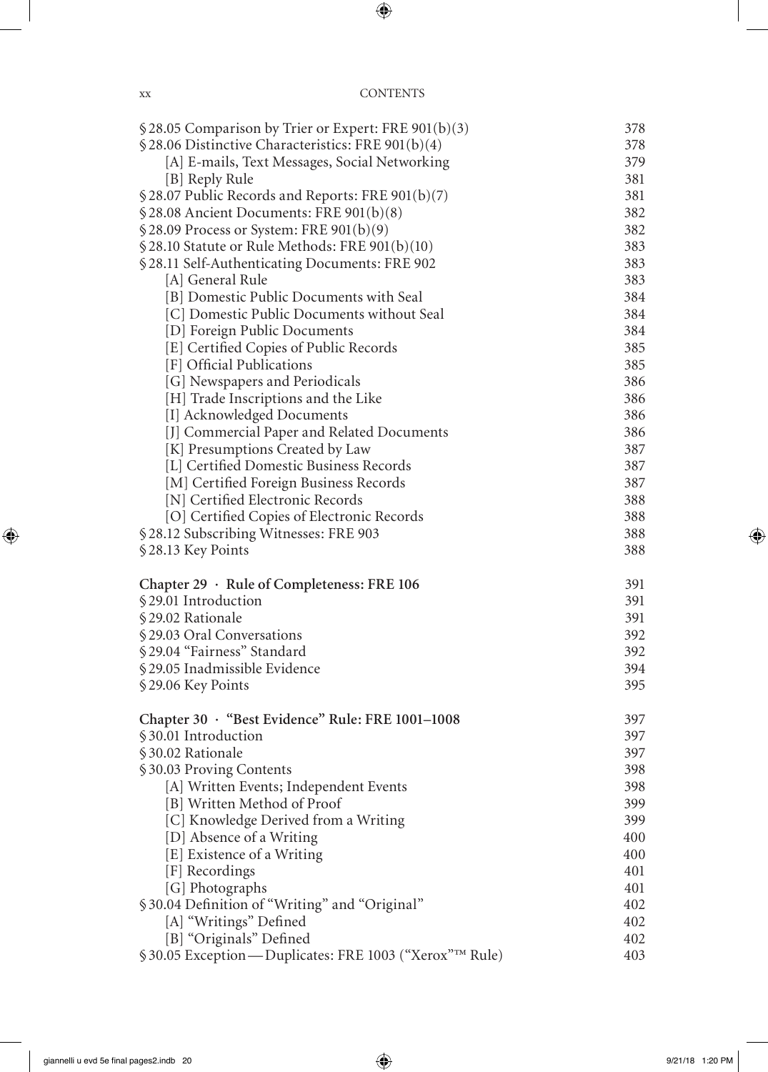§ 28.05 Comparison by Trier or Expert: FRE 901(b)(3) 378
§ 28.06 Distinctive Characteristics: FRE 901(b)(4) 378
  [A] E-mails, Text Messages, Social Networking 379
  [B] Reply Rule 381
§ 28.07 Public Records and Reports: FRE 901(b)(7) 381
§ 28.08 Ancient Documents: FRE 901(b)(8) 382
§ 28.09 Process or System: FRE 901(b)(9) 382
§ 28.10 Statute or Rule Methods: FRE 901(b)(10) 383
§ 28.11 Self-Authenticating Documents: FRE 902 383
  [A] General Rule 383
  [B] Domestic Public Documents with Seal 384
  [C] Domestic Public Documents without Seal 384
  [D] Foreign Public Documents 384
  [E] Certified Copies of Public Records 385
  [F] Official Publications 385
  [G] Newspapers and Periodicals 386
  [H] Trade Inscriptions and the Like 386
  [I] Acknowledged Documents 386
  [J] Commercial Paper and Related Documents 386
  [K] Presumptions Created by Law 387
  [L] Certified Domestic Business Records 387
  [M] Certified Foreign Business Records 387
  [N] Certified Electronic Records 388
  [O] Certified Copies of Electronic Records 388
§ 28.12 Subscribing Witnesses: FRE 903 388
§ 28.13 Key Points 388

**Chapter 29 · Rule of Completeness: FRE 106** 391
§ 29.01 Introduction 391
§ 29.02 Rationale 391
§ 29.03 Oral Conversations 392
§ 29.04 "Fairness" Standard 392
§ 29.05 Inadmissible Evidence 394
§ 29.06 Key Points 395

**Chapter 30 · "Best Evidence" Rule: FRE 1001–1008** 397
§ 30.01 Introduction 397
§ 30.02 Rationale 397
§ 30.03 Proving Contents 398
  [A] Written Events; Independent Events 398
  [B] Written Method of Proof 399
  [C] Knowledge Derived from a Writing 399
  [D] Absence of a Writing 400
  [E] Existence of a Writing 400
  [F] Recordings 401
  [G] Photographs 401
§ 30.04 Definition of "Writing" and "Original" 402
  [A] "Writings" Defined 402
  [B] "Originals" Defined 402
§ 30.05 Exception — Duplicates: FRE 1003 ("Xerox"™ Rule) 403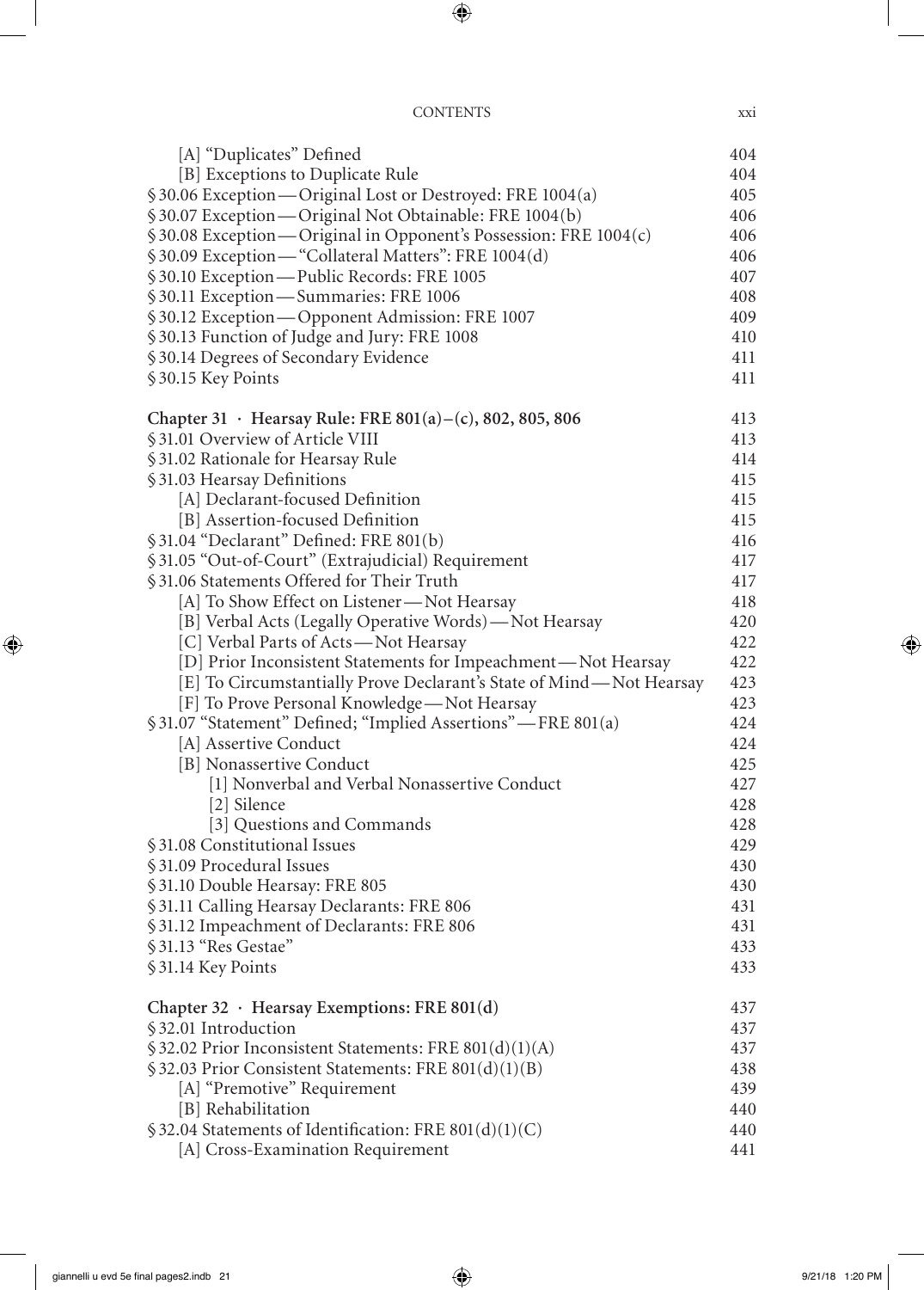| | |
|---|---|
| [A] "Duplicates" Defined | 404 |
| [B] Exceptions to Duplicate Rule | 404 |
| § 30.06 Exception — Original Lost or Destroyed: FRE 1004(a) | 405 |
| § 30.07 Exception — Original Not Obtainable: FRE 1004(b) | 406 |
| § 30.08 Exception — Original in Opponent's Possession: FRE 1004(c) | 406 |
| § 30.09 Exception — "Collateral Matters": FRE 1004(d) | 406 |
| § 30.10 Exception — Public Records: FRE 1005 | 407 |
| § 30.11 Exception — Summaries: FRE 1006 | 408 |
| § 30.12 Exception — Opponent Admission: FRE 1007 | 409 |
| § 30.13 Function of Judge and Jury: FRE 1008 | 410 |
| § 30.14 Degrees of Secondary Evidence | 411 |
| § 30.15 Key Points | 411 |
| **Chapter 31 · Hearsay Rule: FRE 801(a)–(c), 802, 805, 806** | **413** |
| § 31.01 Overview of Article VIII | 413 |
| § 31.02 Rationale for Hearsay Rule | 414 |
| § 31.03 Hearsay Definitions | 415 |
| [A] Declarant-focused Definition | 415 |
| [B] Assertion-focused Definition | 415 |
| § 31.04 "Declarant" Defined: FRE 801(b) | 416 |
| § 31.05 "Out-of-Court" (Extrajudicial) Requirement | 417 |
| § 31.06 Statements Offered for Their Truth | 417 |
| [A] To Show Effect on Listener — Not Hearsay | 418 |
| [B] Verbal Acts (Legally Operative Words) — Not Hearsay | 420 |
| [C] Verbal Parts of Acts — Not Hearsay | 422 |
| [D] Prior Inconsistent Statements for Impeachment — Not Hearsay | 422 |
| [E] To Circumstantially Prove Declarant's State of Mind — Not Hearsay | 423 |
| [F] To Prove Personal Knowledge — Not Hearsay | 423 |
| § 31.07 "Statement" Defined; "Implied Assertions" — FRE 801(a) | 424 |
| [A] Assertive Conduct | 424 |
| [B] Nonassertive Conduct | 425 |
| [1] Nonverbal and Verbal Nonassertive Conduct | 427 |
| [2] Silence | 428 |
| [3] Questions and Commands | 428 |
| § 31.08 Constitutional Issues | 429 |
| § 31.09 Procedural Issues | 430 |
| § 31.10 Double Hearsay: FRE 805 | 430 |
| § 31.11 Calling Hearsay Declarants: FRE 806 | 431 |
| § 31.12 Impeachment of Declarants: FRE 806 | 431 |
| § 31.13 "Res Gestae" | 433 |
| § 31.14 Key Points | 433 |
| **Chapter 32 · Hearsay Exemptions: FRE 801(d)** | **437** |
| § 32.01 Introduction | 437 |
| § 32.02 Prior Inconsistent Statements: FRE 801(d)(1)(A) | 437 |
| § 32.03 Prior Consistent Statements: FRE 801(d)(1)(B) | 438 |
| [A] "Premotive" Requirement | 439 |
| [B] Rehabilitation | 440 |
| § 32.04 Statements of Identification: FRE 801(d)(1)(C) | 440 |
| [A] Cross-Examination Requirement | 441 |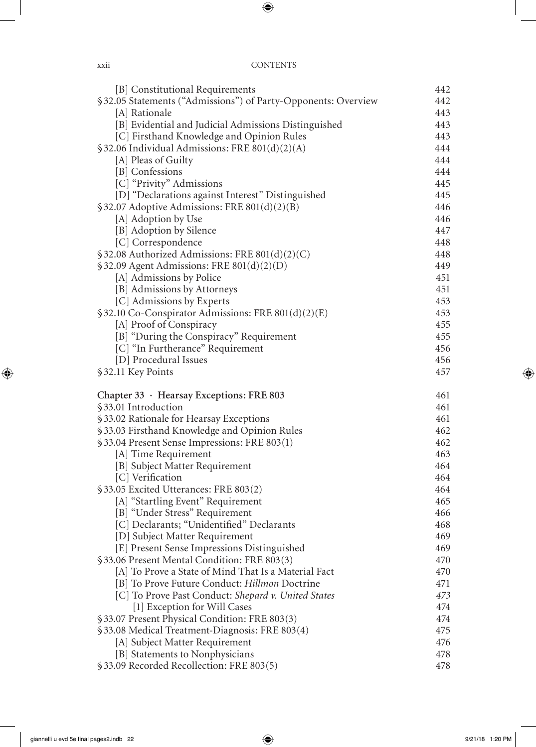| | |
|---|---|
| [B] Constitutional Requirements | 442 |
| § 32.05 Statements ("Admissions") of Party-Opponents: Overview | 442 |
| [A] Rationale | 443 |
| [B] Evidential and Judicial Admissions Distinguished | 443 |
| [C] Firsthand Knowledge and Opinion Rules | 443 |
| § 32.06 Individual Admissions: FRE 801(d)(2)(A) | 444 |
| [A] Pleas of Guilty | 444 |
| [B] Confessions | 444 |
| [C] "Privity" Admissions | 445 |
| [D] "Declarations against Interest" Distinguished | 445 |
| § 32.07 Adoptive Admissions: FRE 801(d)(2)(B) | 446 |
| [A] Adoption by Use | 446 |
| [B] Adoption by Silence | 447 |
| [C] Correspondence | 448 |
| § 32.08 Authorized Admissions: FRE 801(d)(2)(C) | 448 |
| § 32.09 Agent Admissions: FRE 801(d)(2)(D) | 449 |
| [A] Admissions by Police | 451 |
| [B] Admissions by Attorneys | 451 |
| [C] Admissions by Experts | 453 |
| § 32.10 Co-Conspirator Admissions: FRE 801(d)(2)(E) | 453 |
| [A] Proof of Conspiracy | 455 |
| [B] "During the Conspiracy" Requirement | 455 |
| [C] "In Furtherance" Requirement | 456 |
| [D] Procedural Issues | 456 |
| § 32.11 Key Points | 457 |
| **Chapter 33 · Hearsay Exceptions: FRE 803** | **461** |
| § 33.01 Introduction | 461 |
| § 33.02 Rationale for Hearsay Exceptions | 461 |
| § 33.03 Firsthand Knowledge and Opinion Rules | 462 |
| § 33.04 Present Sense Impressions: FRE 803(1) | 462 |
| [A] Time Requirement | 463 |
| [B] Subject Matter Requirement | 464 |
| [C] Verification | 464 |
| § 33.05 Excited Utterances: FRE 803(2) | 464 |
| [A] "Startling Event" Requirement | 465 |
| [B] "Under Stress" Requirement | 466 |
| [C] Declarants; "Unidentified" Declarants | 468 |
| [D] Subject Matter Requirement | 469 |
| [E] Present Sense Impressions Distinguished | 469 |
| § 33.06 Present Mental Condition: FRE 803(3) | 470 |
| [A] To Prove a State of Mind That Is a Material Fact | 470 |
| [B] To Prove Future Conduct: *Hillmon* Doctrine | 471 |
| [C] To Prove Past Conduct: *Shepard v. United States* | 473 |
| [1] Exception for Will Cases | 474 |
| § 33.07 Present Physical Condition: FRE 803(3) | 474 |
| § 33.08 Medical Treatment-Diagnosis: FRE 803(4) | 475 |
| [A] Subject Matter Requirement | 476 |
| [B] Statements to Nonphysicians | 478 |
| § 33.09 Recorded Recollection: FRE 803(5) | 478 |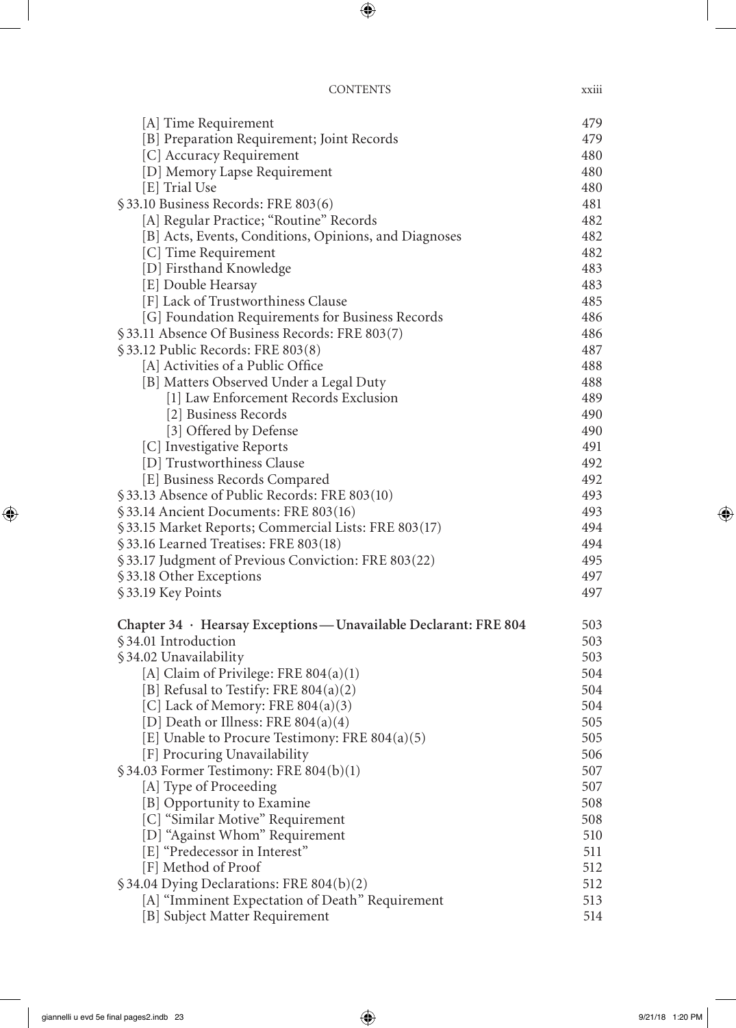[A] Time Requirement 479
[B] Preparation Requirement; Joint Records 479
[C] Accuracy Requirement 480
[D] Memory Lapse Requirement 480
[E] Trial Use 480

§ 33.10 Business Records: FRE 803(6) 481
[A] Regular Practice; "Routine" Records 482
[B] Acts, Events, Conditions, Opinions, and Diagnoses 482
[C] Time Requirement 482
[D] Firsthand Knowledge 483
[E] Double Hearsay 483
[F] Lack of Trustworthiness Clause 485
[G] Foundation Requirements for Business Records 486

§ 33.11 Absence Of Business Records: FRE 803(7) 486

§ 33.12 Public Records: FRE 803(8) 487
[A] Activities of a Public Office 488
[B] Matters Observed Under a Legal Duty 488
[1] Law Enforcement Records Exclusion 489
[2] Business Records 490
[3] Offered by Defense 490
[C] Investigative Reports 491
[D] Trustworthiness Clause 492
[E] Business Records Compared 492

§ 33.13 Absence of Public Records: FRE 803(10) 493

§ 33.14 Ancient Documents: FRE 803(16) 493

§ 33.15 Market Reports; Commercial Lists: FRE 803(17) 494

§ 33.16 Learned Treatises: FRE 803(18) 494

§ 33.17 Judgment of Previous Conviction: FRE 803(22) 495

§ 33.18 Other Exceptions 497

§ 33.19 Key Points 497

**Chapter 34 · Hearsay Exceptions—Unavailable Declarant: FRE 804** 503

§ 34.01 Introduction 503

§ 34.02 Unavailability 503
[A] Claim of Privilege: FRE 804(a)(1) 504
[B] Refusal to Testify: FRE 804(a)(2) 504
[C] Lack of Memory: FRE 804(a)(3) 504
[D] Death or Illness: FRE 804(a)(4) 505
[E] Unable to Procure Testimony: FRE 804(a)(5) 505
[F] Procuring Unavailability 506

§ 34.03 Former Testimony: FRE 804(b)(1) 507
[A] Type of Proceeding 507
[B] Opportunity to Examine 508
[C] "Similar Motive" Requirement 508
[D] "Against Whom" Requirement 510
[E] "Predecessor in Interest" 511
[F] Method of Proof 512

§ 34.04 Dying Declarations: FRE 804(b)(2) 512
[A] "Imminent Expectation of Death" Requirement 513
[B] Subject Matter Requirement 514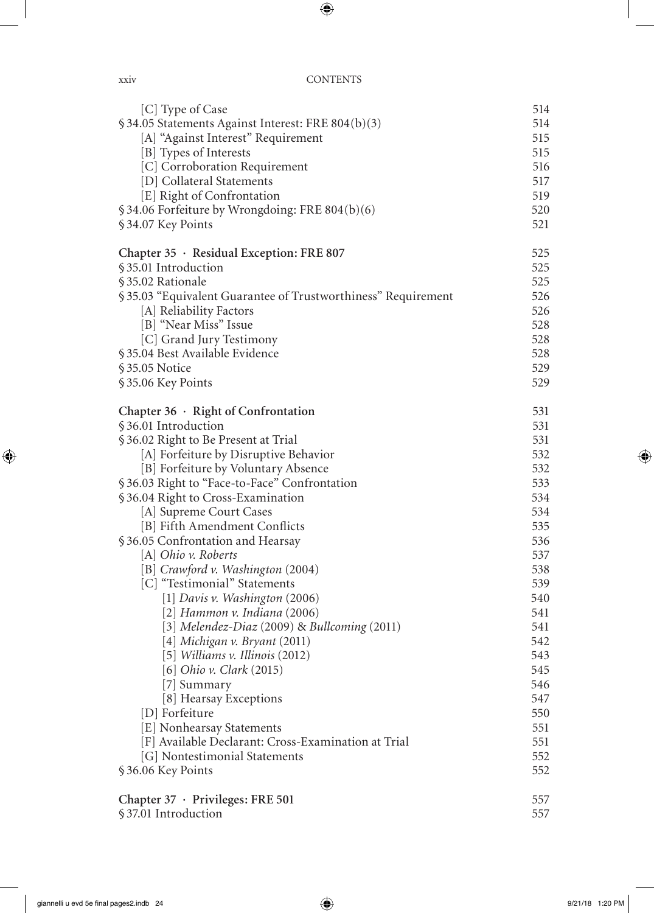[C] Type of Case 514
§ 34.05 Statements Against Interest: FRE 804(b)(3) 514
[A] "Against Interest" Requirement 515
[B] Types of Interests 515
[C] Corroboration Requirement 516
[D] Collateral Statements 517
[E] Right of Confrontation 519
§ 34.06 Forfeiture by Wrongdoing: FRE 804(b)(6) 520
§ 34.07 Key Points 521

**Chapter 35 · Residual Exception: FRE 807** 525
§ 35.01 Introduction 525
§ 35.02 Rationale 525
§ 35.03 "Equivalent Guarantee of Trustworthiness" Requirement 526
[A] Reliability Factors 526
[B] "Near Miss" Issue 528
[C] Grand Jury Testimony 528
§ 35.04 Best Available Evidence 528
§ 35.05 Notice 529
§ 35.06 Key Points 529

**Chapter 36 · Right of Confrontation** 531
§ 36.01 Introduction 531
§ 36.02 Right to Be Present at Trial 531
[A] Forfeiture by Disruptive Behavior 532
[B] Forfeiture by Voluntary Absence 532
§ 36.03 Right to "Face-to-Face" Confrontation 533
§ 36.04 Right to Cross-Examination 534
[A] Supreme Court Cases 534
[B] Fifth Amendment Conflicts 535
§ 36.05 Confrontation and Hearsay 536
[A] *Ohio v. Roberts* 537
[B] *Crawford v. Washington* (2004) 538
[C] "Testimonial" Statements 539
[1] *Davis v. Washington* (2006) 540
[2] *Hammon v. Indiana* (2006) 541
[3] *Melendez-Diaz* (2009) & *Bullcoming* (2011) 541
[4] *Michigan v. Bryant* (2011) 542
[5] *Williams v. Illinois* (2012) 543
[6] *Ohio v. Clark* (2015) 545
[7] Summary 546
[8] Hearsay Exceptions 547
[D] Forfeiture 550
[E] Nonhearsay Statements 551
[F] Available Declarant: Cross-Examination at Trial 551
[G] Nontestimonial Statements 552
§ 36.06 Key Points 552

**Chapter 37 · Privileges: FRE 501** 557
§ 37.01 Introduction 557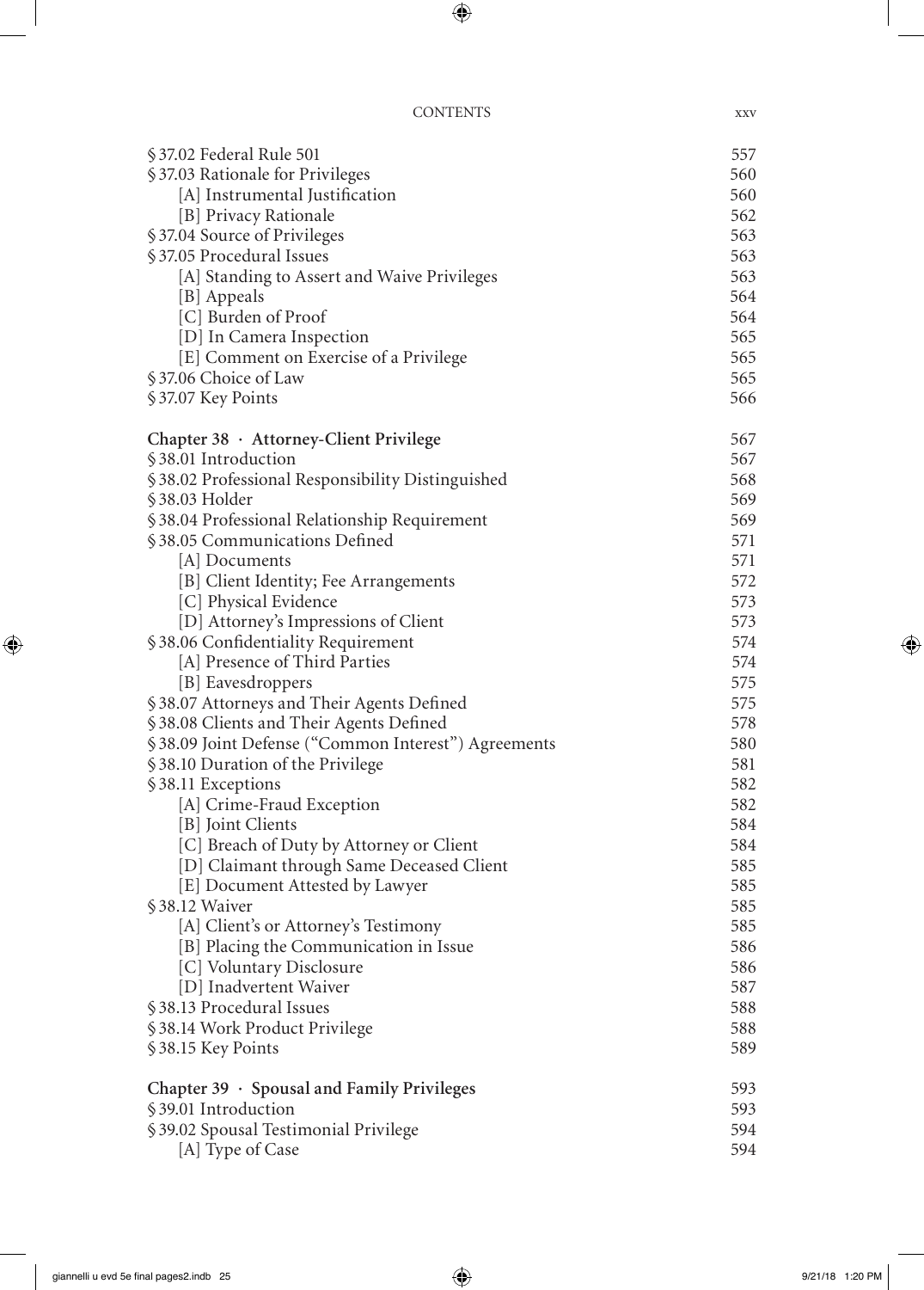| | |
|---|---|
| § 37.02 Federal Rule 501 | 557 |
| § 37.03 Rationale for Privileges | 560 |
| [A] Instrumental Justification | 560 |
| [B] Privacy Rationale | 562 |
| § 37.04 Source of Privileges | 563 |
| § 37.05 Procedural Issues | 563 |
| [A] Standing to Assert and Waive Privileges | 563 |
| [B] Appeals | 564 |
| [C] Burden of Proof | 564 |
| [D] In Camera Inspection | 565 |
| [E] Comment on Exercise of a Privilege | 565 |
| § 37.06 Choice of Law | 565 |
| § 37.07 Key Points | 566 |

| | |
|---|---|
| **Chapter 38 · Attorney-Client Privilege** | 567 |
| § 38.01 Introduction | 567 |
| § 38.02 Professional Responsibility Distinguished | 568 |
| § 38.03 Holder | 569 |
| § 38.04 Professional Relationship Requirement | 569 |
| § 38.05 Communications Defined | 571 |
| [A] Documents | 571 |
| [B] Client Identity; Fee Arrangements | 572 |
| [C] Physical Evidence | 573 |
| [D] Attorney's Impressions of Client | 573 |
| § 38.06 Confidentiality Requirement | 574 |
| [A] Presence of Third Parties | 574 |
| [B] Eavesdroppers | 575 |
| § 38.07 Attorneys and Their Agents Defined | 575 |
| § 38.08 Clients and Their Agents Defined | 578 |
| § 38.09 Joint Defense ("Common Interest") Agreements | 580 |
| § 38.10 Duration of the Privilege | 581 |
| § 38.11 Exceptions | 582 |
| [A] Crime-Fraud Exception | 582 |
| [B] Joint Clients | 584 |
| [C] Breach of Duty by Attorney or Client | 584 |
| [D] Claimant through Same Deceased Client | 585 |
| [E] Document Attested by Lawyer | 585 |
| § 38.12 Waiver | 585 |
| [A] Client's or Attorney's Testimony | 585 |
| [B] Placing the Communication in Issue | 586 |
| [C] Voluntary Disclosure | 586 |
| [D] Inadvertent Waiver | 587 |
| § 38.13 Procedural Issues | 588 |
| § 38.14 Work Product Privilege | 588 |
| § 38.15 Key Points | 589 |

| | |
|---|---|
| **Chapter 39 · Spousal and Family Privileges** | 593 |
| § 39.01 Introduction | 593 |
| § 39.02 Spousal Testimonial Privilege | 594 |
| [A] Type of Case | 594 |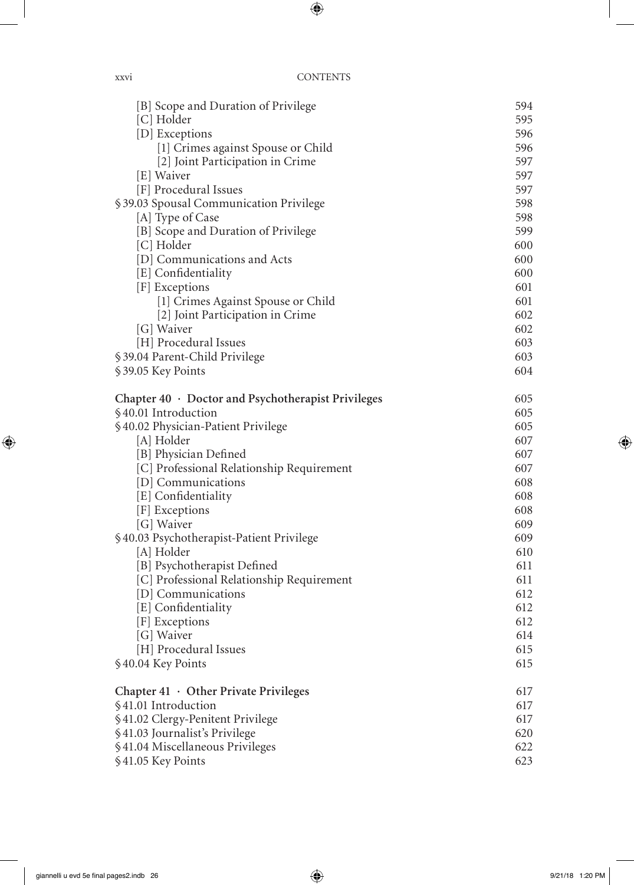[B] Scope and Duration of Privilege 594
[C] Holder 595
[D] Exceptions 596
[1] Crimes against Spouse or Child 596
[2] Joint Participation in Crime 597
[E] Waiver 597
[F] Procedural Issues 597
§ 39.03 Spousal Communication Privilege 598
[A] Type of Case 598
[B] Scope and Duration of Privilege 599
[C] Holder 600
[D] Communications and Acts 600
[E] Confidentiality 600
[F] Exceptions 601
[1] Crimes Against Spouse or Child 601
[2] Joint Participation in Crime 602
[G] Waiver 602
[H] Procedural Issues 603
§ 39.04 Parent-Child Privilege 603
§ 39.05 Key Points 604

**Chapter 40 · Doctor and Psychotherapist Privileges** 605
§ 40.01 Introduction 605
§ 40.02 Physician-Patient Privilege 605
[A] Holder 607
[B] Physician Defined 607
[C] Professional Relationship Requirement 607
[D] Communications 608
[E] Confidentiality 608
[F] Exceptions 608
[G] Waiver 609
§ 40.03 Psychotherapist-Patient Privilege 609
[A] Holder 610
[B] Psychotherapist Defined 611
[C] Professional Relationship Requirement 611
[D] Communications 612
[E] Confidentiality 612
[F] Exceptions 612
[G] Waiver 614
[H] Procedural Issues 615
§ 40.04 Key Points 615

**Chapter 41 · Other Private Privileges** 617
§ 41.01 Introduction 617
§ 41.02 Clergy-Penitent Privilege 617
§ 41.03 Journalist's Privilege 620
§ 41.04 Miscellaneous Privileges 622
§ 41.05 Key Points 623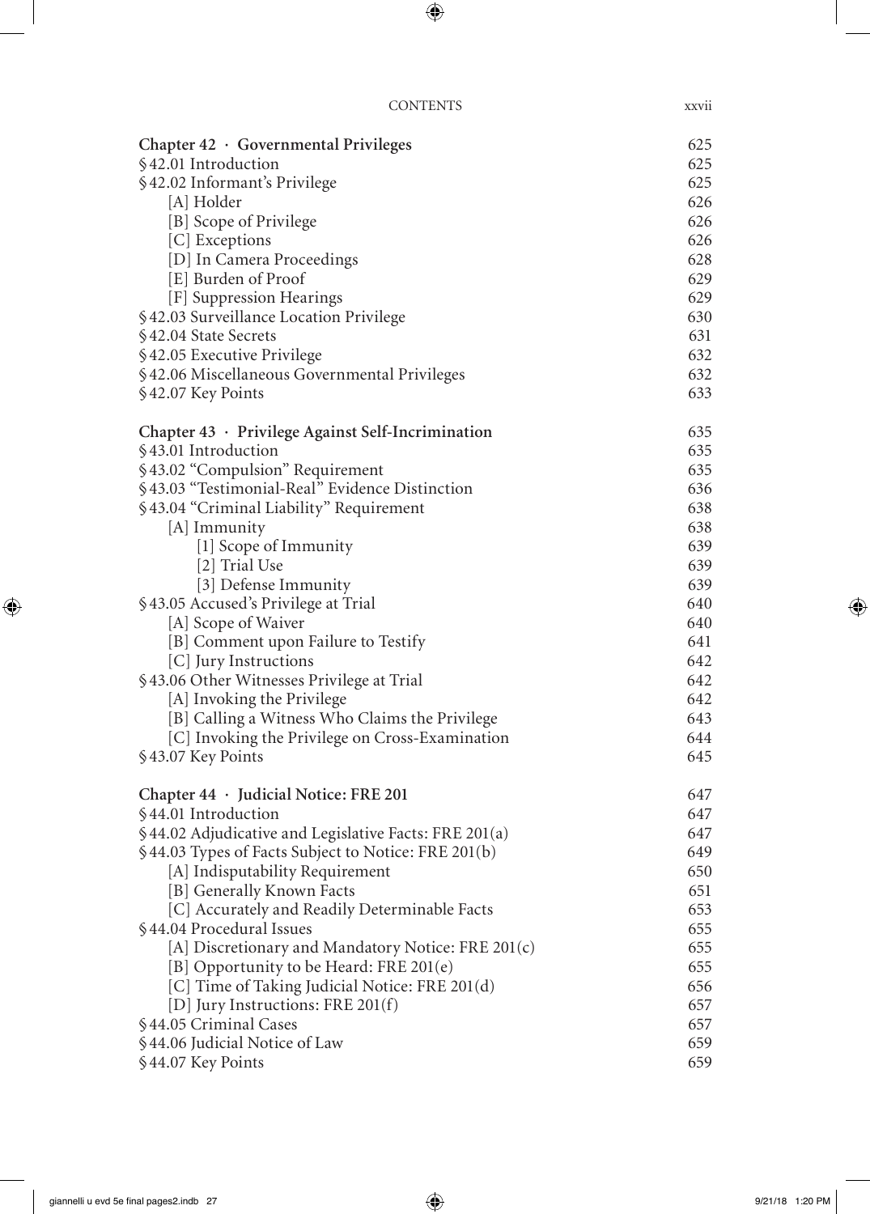| | |
|---|---|
| **Chapter 42 · Governmental Privileges** | 625 |
| §42.01 Introduction | 625 |
| §42.02 Informant's Privilege | 625 |
| [A] Holder | 626 |
| [B] Scope of Privilege | 626 |
| [C] Exceptions | 626 |
| [D] In Camera Proceedings | 628 |
| [E] Burden of Proof | 629 |
| [F] Suppression Hearings | 629 |
| §42.03 Surveillance Location Privilege | 630 |
| §42.04 State Secrets | 631 |
| §42.05 Executive Privilege | 632 |
| §42.06 Miscellaneous Governmental Privileges | 632 |
| §42.07 Key Points | 633 |
| | |
| **Chapter 43 · Privilege Against Self-Incrimination** | 635 |
| §43.01 Introduction | 635 |
| §43.02 "Compulsion" Requirement | 635 |
| §43.03 "Testimonial-Real" Evidence Distinction | 636 |
| §43.04 "Criminal Liability" Requirement | 638 |
| [A] Immunity | 638 |
| [1] Scope of Immunity | 639 |
| [2] Trial Use | 639 |
| [3] Defense Immunity | 639 |
| §43.05 Accused's Privilege at Trial | 640 |
| [A] Scope of Waiver | 640 |
| [B] Comment upon Failure to Testify | 641 |
| [C] Jury Instructions | 642 |
| §43.06 Other Witnesses Privilege at Trial | 642 |
| [A] Invoking the Privilege | 642 |
| [B] Calling a Witness Who Claims the Privilege | 643 |
| [C] Invoking the Privilege on Cross-Examination | 644 |
| §43.07 Key Points | 645 |
| | |
| **Chapter 44 · Judicial Notice: FRE 201** | 647 |
| §44.01 Introduction | 647 |
| §44.02 Adjudicative and Legislative Facts: FRE 201(a) | 647 |
| §44.03 Types of Facts Subject to Notice: FRE 201(b) | 649 |
| [A] Indisputability Requirement | 650 |
| [B] Generally Known Facts | 651 |
| [C] Accurately and Readily Determinable Facts | 653 |
| §44.04 Procedural Issues | 655 |
| [A] Discretionary and Mandatory Notice: FRE 201(c) | 655 |
| [B] Opportunity to be Heard: FRE 201(e) | 655 |
| [C] Time of Taking Judicial Notice: FRE 201(d) | 656 |
| [D] Jury Instructions: FRE 201(f) | 657 |
| §44.05 Criminal Cases | 657 |
| §44.06 Judicial Notice of Law | 659 |
| §44.07 Key Points | 659 |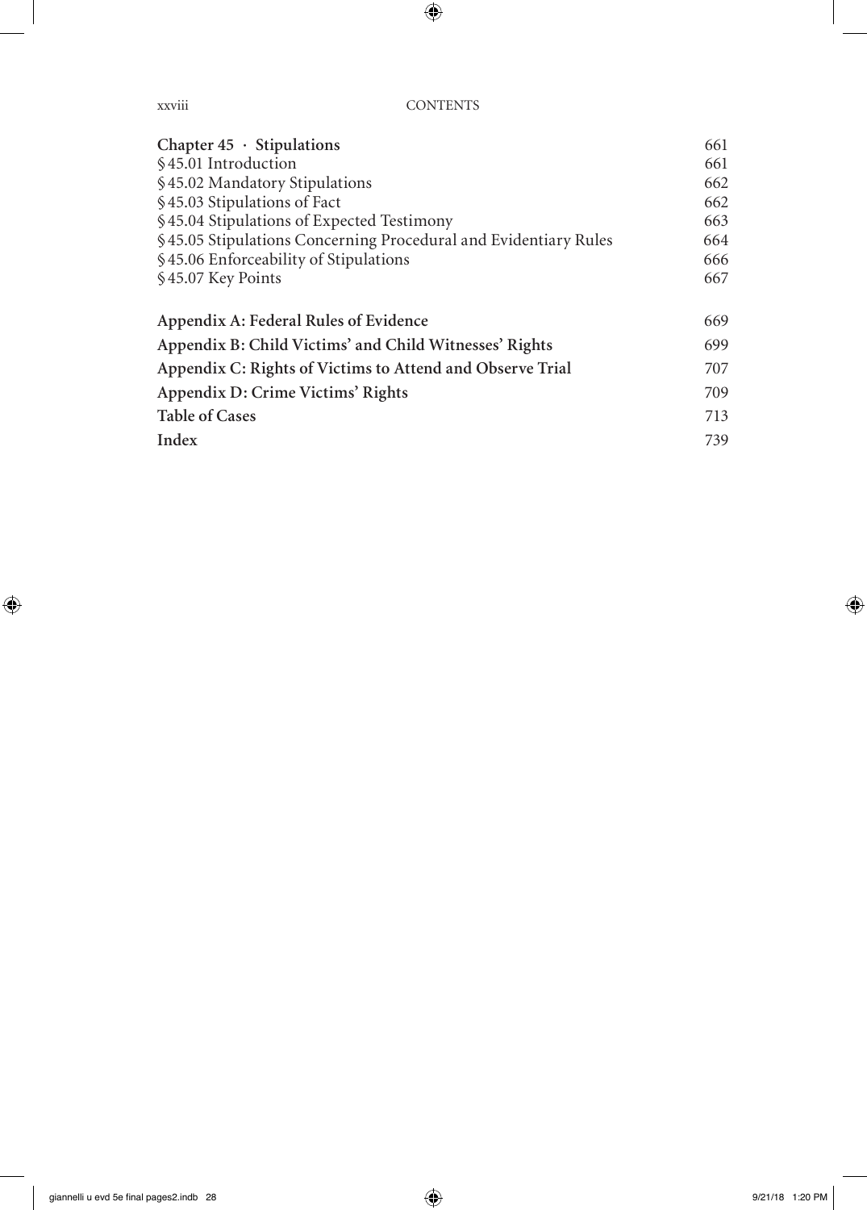**Chapter 45 · Stipulations** 661

§ 45.01 Introduction 661

§ 45.02 Mandatory Stipulations 662

§ 45.03 Stipulations of Fact 662

§ 45.04 Stipulations of Expected Testimony 663

§ 45.05 Stipulations Concerning Procedural and Evidentiary Rules 664

§ 45.06 Enforceability of Stipulations 666

§ 45.07 Key Points 667

**Appendix A: Federal Rules of Evidence** 669

**Appendix B: Child Victims' and Child Witnesses' Rights** 699

**Appendix C: Rights of Victims to Attend and Observe Trial** 707

**Appendix D: Crime Victims' Rights** 709

**Table of Cases** 713

**Index** 739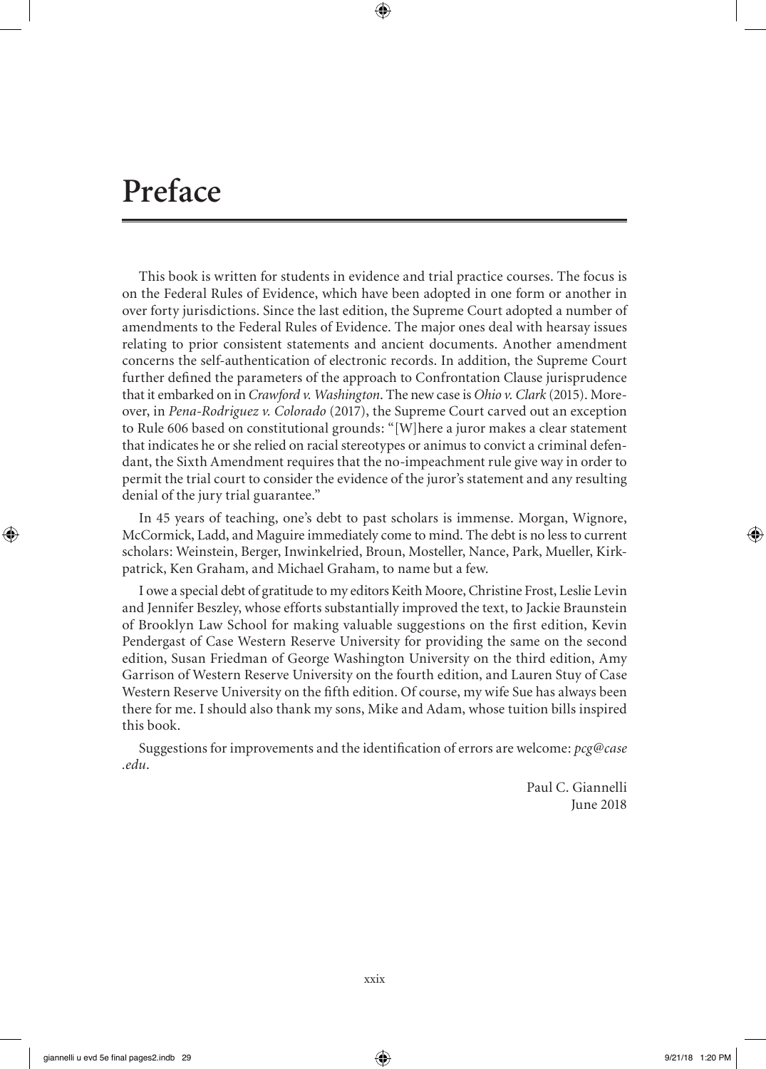# Preface

This book is written for students in evidence and trial practice courses. The focus is on the Federal Rules of Evidence, which have been adopted in one form or another in over forty jurisdictions. Since the last edition, the Supreme Court adopted a number of amendments to the Federal Rules of Evidence. The major ones deal with hearsay issues relating to prior consistent statements and ancient documents. Another amendment concerns the self-authentication of electronic records. In addition, the Supreme Court further defined the parameters of the approach to Confrontation Clause jurisprudence that it embarked on in *Crawford v. Washington*. The new case is *Ohio v. Clark* (2015). Moreover, in *Pena-Rodriguez v. Colorado* (2017), the Supreme Court carved out an exception to Rule 606 based on constitutional grounds: "[W]here a juror makes a clear statement that indicates he or she relied on racial stereotypes or animus to convict a criminal defendant, the Sixth Amendment requires that the no-impeachment rule give way in order to permit the trial court to consider the evidence of the juror's statement and any resulting denial of the jury trial guarantee."

In 45 years of teaching, one's debt to past scholars is immense. Morgan, Wignore, McCormick, Ladd, and Maguire immediately come to mind. The debt is no less to current scholars: Weinstein, Berger, Inwinkelried, Broun, Mosteller, Nance, Park, Mueller, Kirkpatrick, Ken Graham, and Michael Graham, to name but a few.

I owe a special debt of gratitude to my editors Keith Moore, Christine Frost, Leslie Levin and Jennifer Beszley, whose efforts substantially improved the text, to Jackie Braunstein of Brooklyn Law School for making valuable suggestions on the first edition, Kevin Pendergast of Case Western Reserve University for providing the same on the second edition, Susan Friedman of George Washington University on the third edition, Amy Garrison of Western Reserve University on the fourth edition, and Lauren Stuy of Case Western Reserve University on the fifth edition. Of course, my wife Sue has always been there for me. I should also thank my sons, Mike and Adam, whose tuition bills inspired this book.

Suggestions for improvements and the identification of errors are welcome: *pcg@case.edu*.

Paul C. Giannelli
June 2018